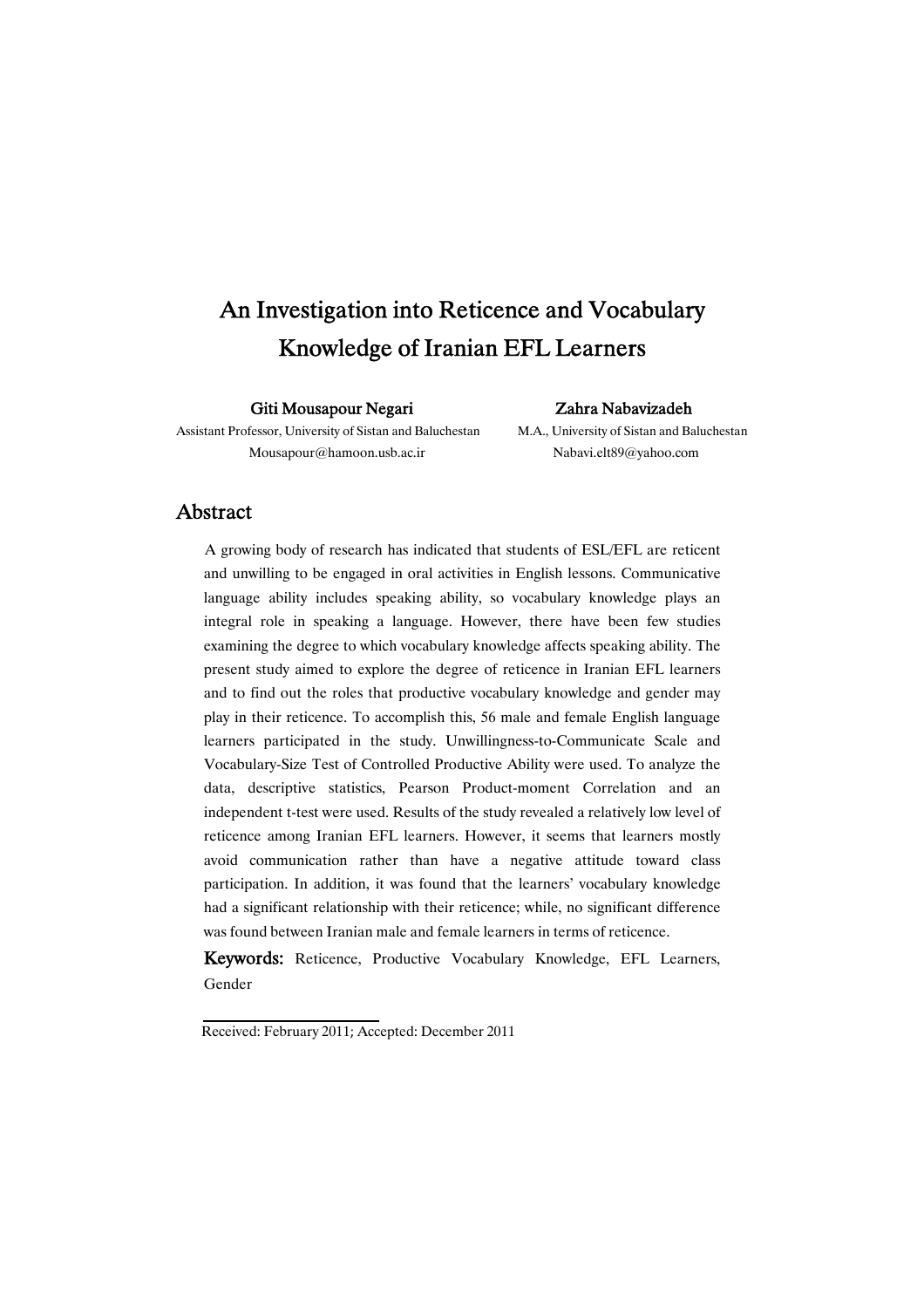# An Investigation into Reticence and Vocabulary Knowledge of Iranian EFL Learners

**Giti Mousapour Negari**
Assistant Professor, University of Sistan and Baluchestan
Mousapour@hamoon.usb.ac.ir

**Zahra Nabavizadeh**
M.A., University of Sistan and Baluchestan
Nabavi.elt89@yahoo.com

## Abstract

A growing body of research has indicated that students of ESL/EFL are reticent and unwilling to be engaged in oral activities in English lessons. Communicative language ability includes speaking ability, so vocabulary knowledge plays an integral role in speaking a language. However, there have been few studies examining the degree to which vocabulary knowledge affects speaking ability. The present study aimed to explore the degree of reticence in Iranian EFL learners and to find out the roles that productive vocabulary knowledge and gender may play in their reticence. To accomplish this, 56 male and female English language learners participated in the study. Unwillingness-to-Communicate Scale and Vocabulary-Size Test of Controlled Productive Ability were used. To analyze the data, descriptive statistics, Pearson Product-moment Correlation and an independent t-test were used. Results of the study revealed a relatively low level of reticence among Iranian EFL learners. However, it seems that learners mostly avoid communication rather than have a negative attitude toward class participation. In addition, it was found that the learners' vocabulary knowledge had a significant relationship with their reticence; while, no significant difference was found between Iranian male and female learners in terms of reticence.

**Keywords:** Reticence, Productive Vocabulary Knowledge, EFL Learners, Gender

Received: February 2011; Accepted: December 2011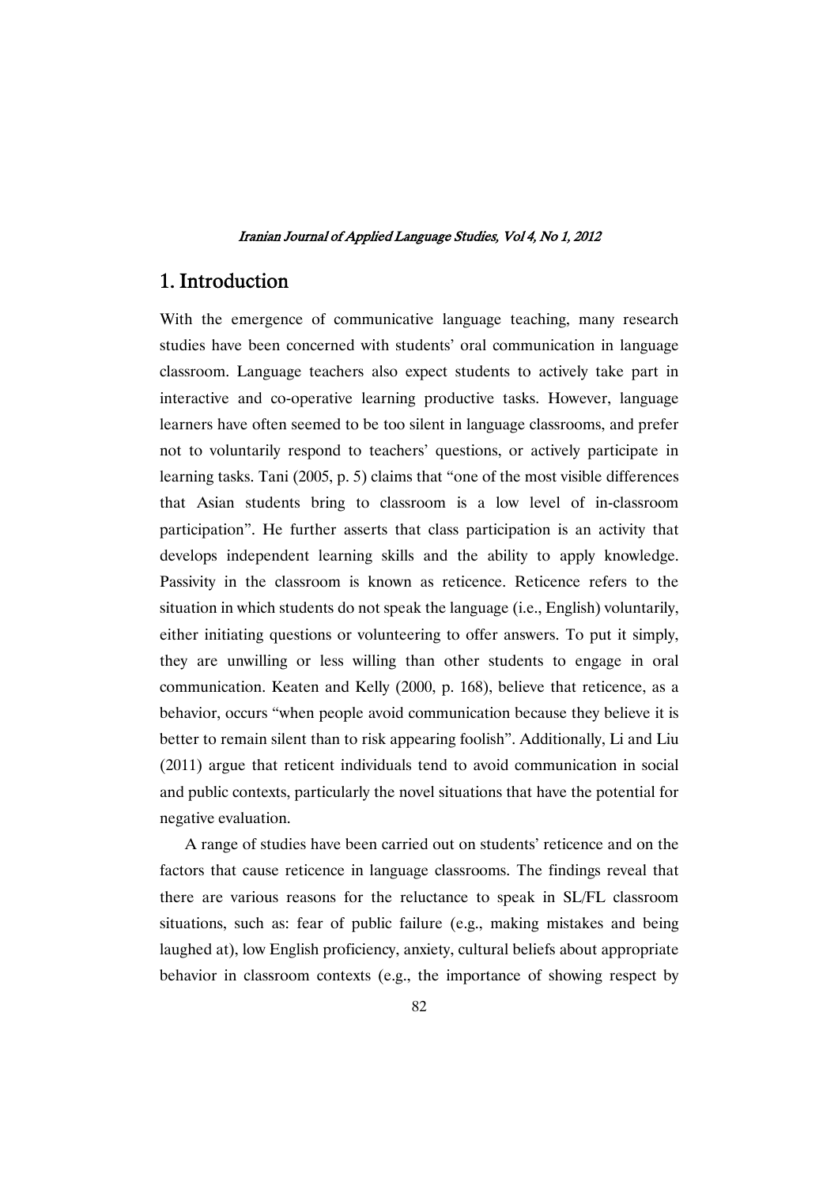# 1. Introduction

With the emergence of communicative language teaching, many research studies have been concerned with students' oral communication in language classroom. Language teachers also expect students to actively take part in interactive and co-operative learning productive tasks. However, language learners have often seemed to be too silent in language classrooms, and prefer not to voluntarily respond to teachers' questions, or actively participate in learning tasks. Tani (2005, p. 5) claims that "one of the most visible differences that Asian students bring to classroom is a low level of in-classroom participation". He further asserts that class participation is an activity that develops independent learning skills and the ability to apply knowledge. Passivity in the classroom is known as reticence. Reticence refers to the situation in which students do not speak the language (i.e., English) voluntarily, either initiating questions or volunteering to offer answers. To put it simply, they are unwilling or less willing than other students to engage in oral communication. Keaten and Kelly (2000, p. 168), believe that reticence, as a behavior, occurs "when people avoid communication because they believe it is better to remain silent than to risk appearing foolish". Additionally, Li and Liu (2011) argue that reticent individuals tend to avoid communication in social and public contexts, particularly the novel situations that have the potential for negative evaluation.

A range of studies have been carried out on students' reticence and on the factors that cause reticence in language classrooms. The findings reveal that there are various reasons for the reluctance to speak in SL/FL classroom situations, such as: fear of public failure (e.g., making mistakes and being laughed at), low English proficiency, anxiety, cultural beliefs about appropriate behavior in classroom contexts (e.g., the importance of showing respect by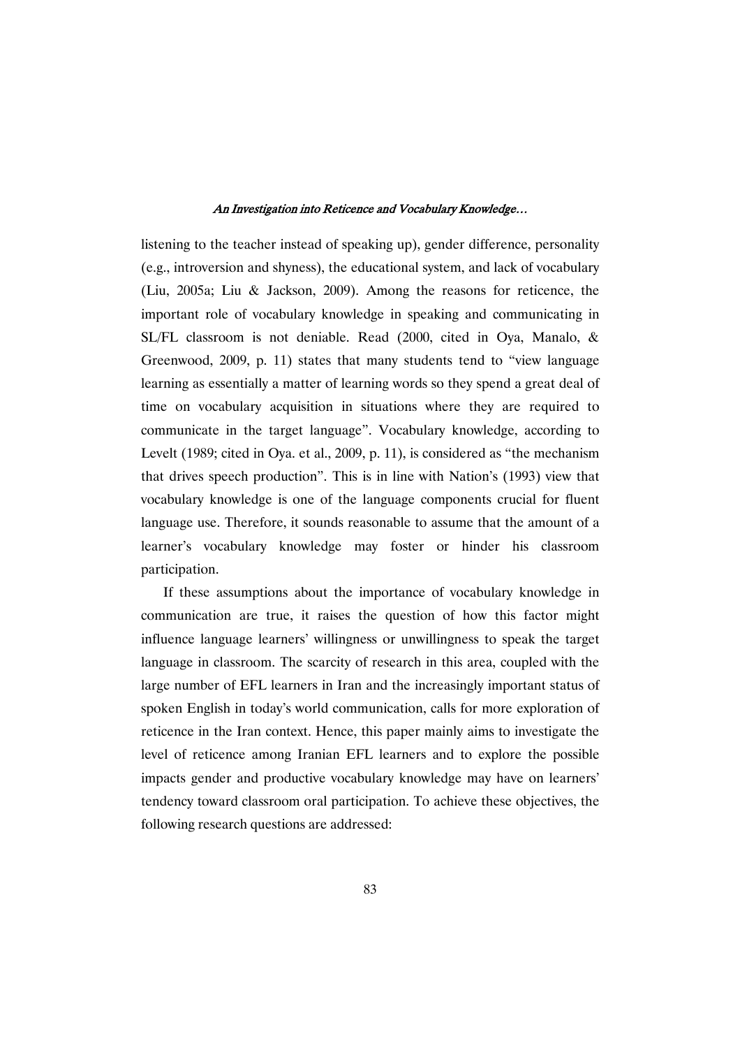listening to the teacher instead of speaking up), gender difference, personality (e.g., introversion and shyness), the educational system, and lack of vocabulary (Liu, 2005a; Liu & Jackson, 2009). Among the reasons for reticence, the important role of vocabulary knowledge in speaking and communicating in SL/FL classroom is not deniable. Read (2000, cited in Oya, Manalo, & Greenwood, 2009, p. 11) states that many students tend to "view language learning as essentially a matter of learning words so they spend a great deal of time on vocabulary acquisition in situations where they are required to communicate in the target language". Vocabulary knowledge, according to Levelt (1989; cited in Oya. et al., 2009, p. 11), is considered as "the mechanism that drives speech production". This is in line with Nation's (1993) view that vocabulary knowledge is one of the language components crucial for fluent language use. Therefore, it sounds reasonable to assume that the amount of a learner's vocabulary knowledge may foster or hinder his classroom participation.

If these assumptions about the importance of vocabulary knowledge in communication are true, it raises the question of how this factor might influence language learners' willingness or unwillingness to speak the target language in classroom. The scarcity of research in this area, coupled with the large number of EFL learners in Iran and the increasingly important status of spoken English in today's world communication, calls for more exploration of reticence in the Iran context. Hence, this paper mainly aims to investigate the level of reticence among Iranian EFL learners and to explore the possible impacts gender and productive vocabulary knowledge may have on learners' tendency toward classroom oral participation. To achieve these objectives, the following research questions are addressed: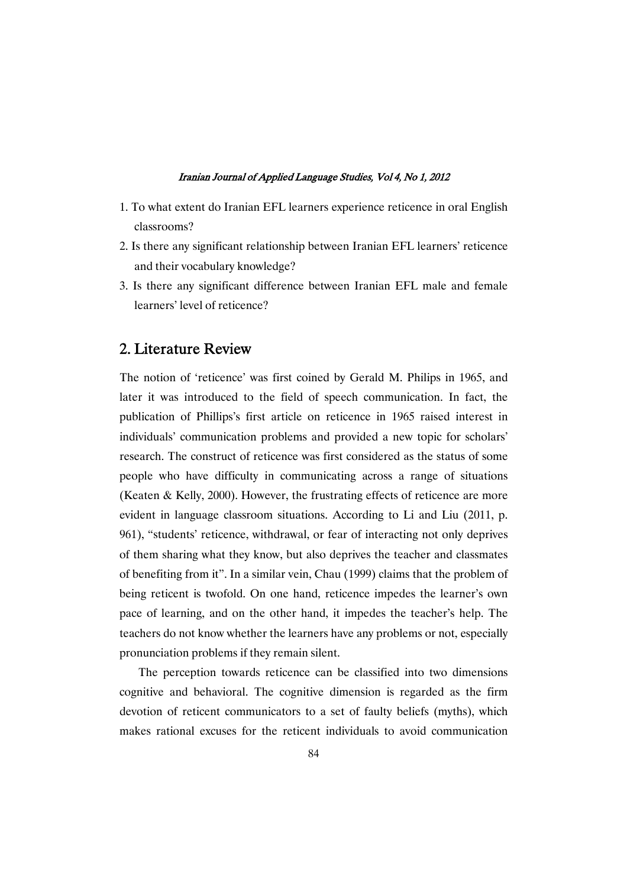1. To what extent do Iranian EFL learners experience reticence in oral English classrooms?
2. Is there any significant relationship between Iranian EFL learners' reticence and their vocabulary knowledge?
3. Is there any significant difference between Iranian EFL male and female learners' level of reticence?

## 2. Literature Review

The notion of 'reticence' was first coined by Gerald M. Philips in 1965, and later it was introduced to the field of speech communication. In fact, the publication of Phillips's first article on reticence in 1965 raised interest in individuals' communication problems and provided a new topic for scholars' research. The construct of reticence was first considered as the status of some people who have difficulty in communicating across a range of situations (Keaten & Kelly, 2000). However, the frustrating effects of reticence are more evident in language classroom situations. According to Li and Liu (2011, p. 961), "students' reticence, withdrawal, or fear of interacting not only deprives of them sharing what they know, but also deprives the teacher and classmates of benefiting from it". In a similar vein, Chau (1999) claims that the problem of being reticent is twofold. On one hand, reticence impedes the learner's own pace of learning, and on the other hand, it impedes the teacher's help. The teachers do not know whether the learners have any problems or not, especially pronunciation problems if they remain silent.

The perception towards reticence can be classified into two dimensions cognitive and behavioral. The cognitive dimension is regarded as the firm devotion of reticent communicators to a set of faulty beliefs (myths), which makes rational excuses for the reticent individuals to avoid communication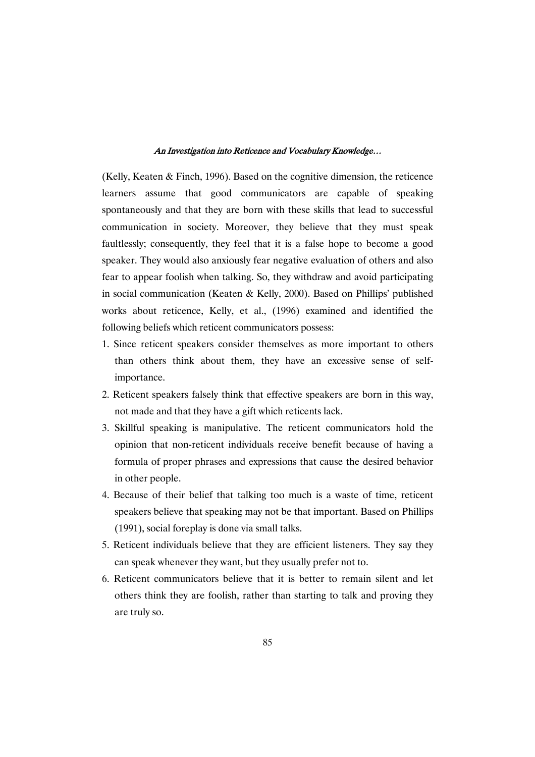(Kelly, Keaten & Finch, 1996). Based on the cognitive dimension, the reticence learners assume that good communicators are capable of speaking spontaneously and that they are born with these skills that lead to successful communication in society. Moreover, they believe that they must speak faultlessly; consequently, they feel that it is a false hope to become a good speaker. They would also anxiously fear negative evaluation of others and also fear to appear foolish when talking. So, they withdraw and avoid participating in social communication (Keaten & Kelly, 2000). Based on Phillips' published works about reticence, Kelly, et al., (1996) examined and identified the following beliefs which reticent communicators possess:

1. Since reticent speakers consider themselves as more important to others than others think about them, they have an excessive sense of self-importance.
2. Reticent speakers falsely think that effective speakers are born in this way, not made and that they have a gift which reticents lack.
3. Skillful speaking is manipulative. The reticent communicators hold the opinion that non-reticent individuals receive benefit because of having a formula of proper phrases and expressions that cause the desired behavior in other people.
4. Because of their belief that talking too much is a waste of time, reticent speakers believe that speaking may not be that important. Based on Phillips (1991), social foreplay is done via small talks.
5. Reticent individuals believe that they are efficient listeners. They say they can speak whenever they want, but they usually prefer not to.
6. Reticent communicators believe that it is better to remain silent and let others think they are foolish, rather than starting to talk and proving they are truly so.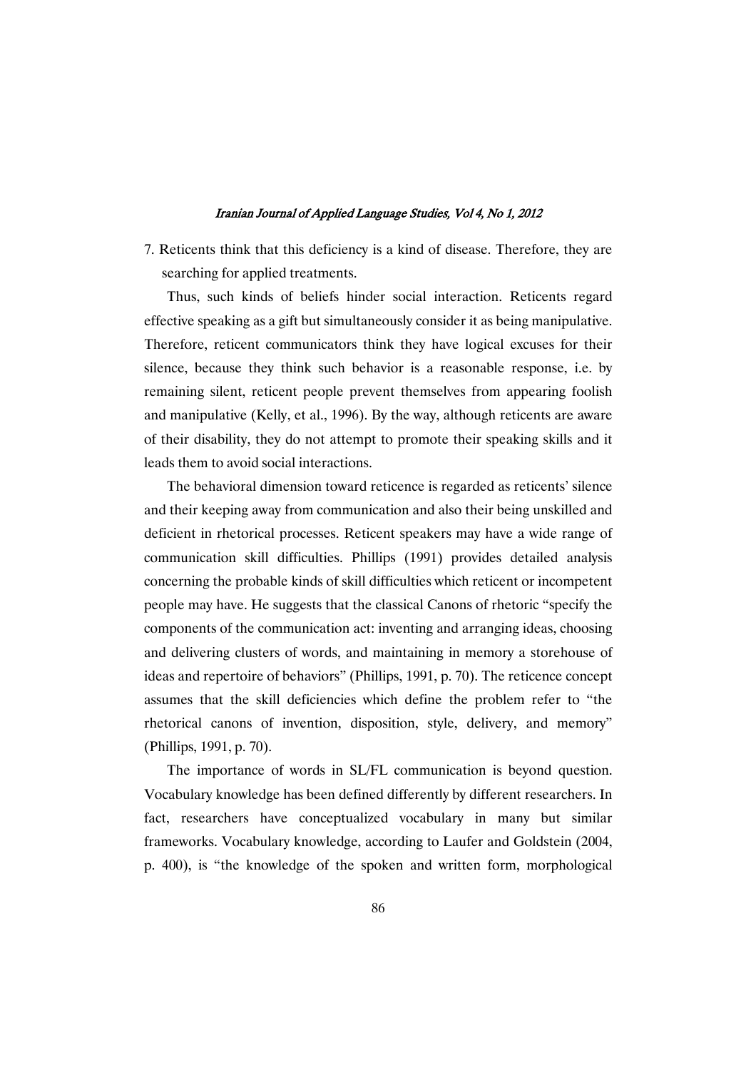7. Reticents think that this deficiency is a kind of disease. Therefore, they are searching for applied treatments.

Thus, such kinds of beliefs hinder social interaction. Reticents regard effective speaking as a gift but simultaneously consider it as being manipulative. Therefore, reticent communicators think they have logical excuses for their silence, because they think such behavior is a reasonable response, i.e. by remaining silent, reticent people prevent themselves from appearing foolish and manipulative (Kelly, et al., 1996). By the way, although reticents are aware of their disability, they do not attempt to promote their speaking skills and it leads them to avoid social interactions.

The behavioral dimension toward reticence is regarded as reticents' silence and their keeping away from communication and also their being unskilled and deficient in rhetorical processes. Reticent speakers may have a wide range of communication skill difficulties. Phillips (1991) provides detailed analysis concerning the probable kinds of skill difficulties which reticent or incompetent people may have. He suggests that the classical Canons of rhetoric "specify the components of the communication act: inventing and arranging ideas, choosing and delivering clusters of words, and maintaining in memory a storehouse of ideas and repertoire of behaviors" (Phillips, 1991, p. 70). The reticence concept assumes that the skill deficiencies which define the problem refer to "the rhetorical canons of invention, disposition, style, delivery, and memory" (Phillips, 1991, p. 70).

The importance of words in SL/FL communication is beyond question. Vocabulary knowledge has been defined differently by different researchers. In fact, researchers have conceptualized vocabulary in many but similar frameworks. Vocabulary knowledge, according to Laufer and Goldstein (2004, p. 400), is "the knowledge of the spoken and written form, morphological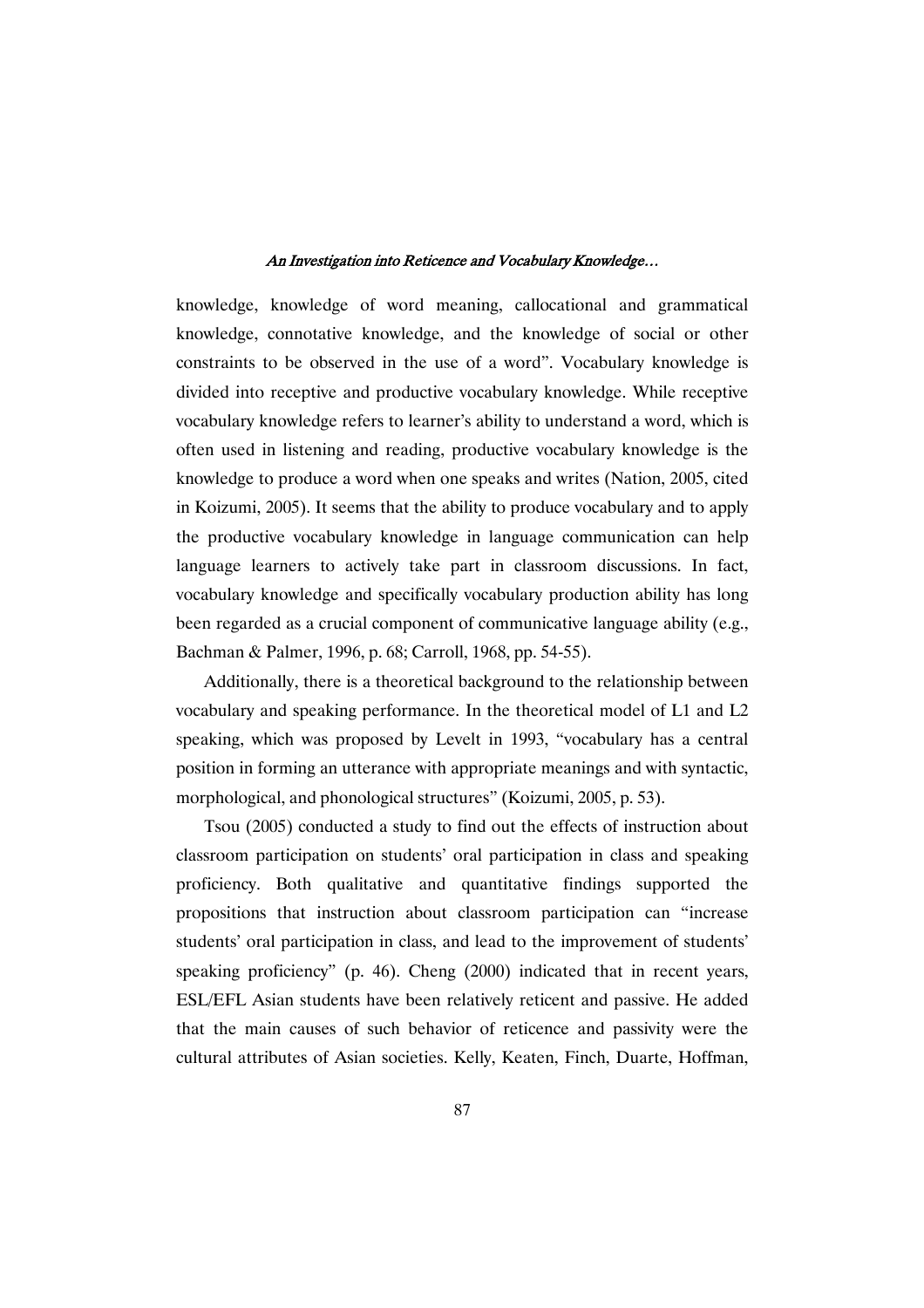knowledge, knowledge of word meaning, callocational and grammatical knowledge, connotative knowledge, and the knowledge of social or other constraints to be observed in the use of a word". Vocabulary knowledge is divided into receptive and productive vocabulary knowledge. While receptive vocabulary knowledge refers to learner's ability to understand a word, which is often used in listening and reading, productive vocabulary knowledge is the knowledge to produce a word when one speaks and writes (Nation, 2005, cited in Koizumi, 2005). It seems that the ability to produce vocabulary and to apply the productive vocabulary knowledge in language communication can help language learners to actively take part in classroom discussions. In fact, vocabulary knowledge and specifically vocabulary production ability has long been regarded as a crucial component of communicative language ability (e.g., Bachman & Palmer, 1996, p. 68; Carroll, 1968, pp. 54-55).

Additionally, there is a theoretical background to the relationship between vocabulary and speaking performance. In the theoretical model of L1 and L2 speaking, which was proposed by Levelt in 1993, "vocabulary has a central position in forming an utterance with appropriate meanings and with syntactic, morphological, and phonological structures" (Koizumi, 2005, p. 53).

Tsou (2005) conducted a study to find out the effects of instruction about classroom participation on students' oral participation in class and speaking proficiency. Both qualitative and quantitative findings supported the propositions that instruction about classroom participation can "increase students' oral participation in class, and lead to the improvement of students' speaking proficiency" (p. 46). Cheng (2000) indicated that in recent years, ESL/EFL Asian students have been relatively reticent and passive. He added that the main causes of such behavior of reticence and passivity were the cultural attributes of Asian societies. Kelly, Keaten, Finch, Duarte, Hoffman,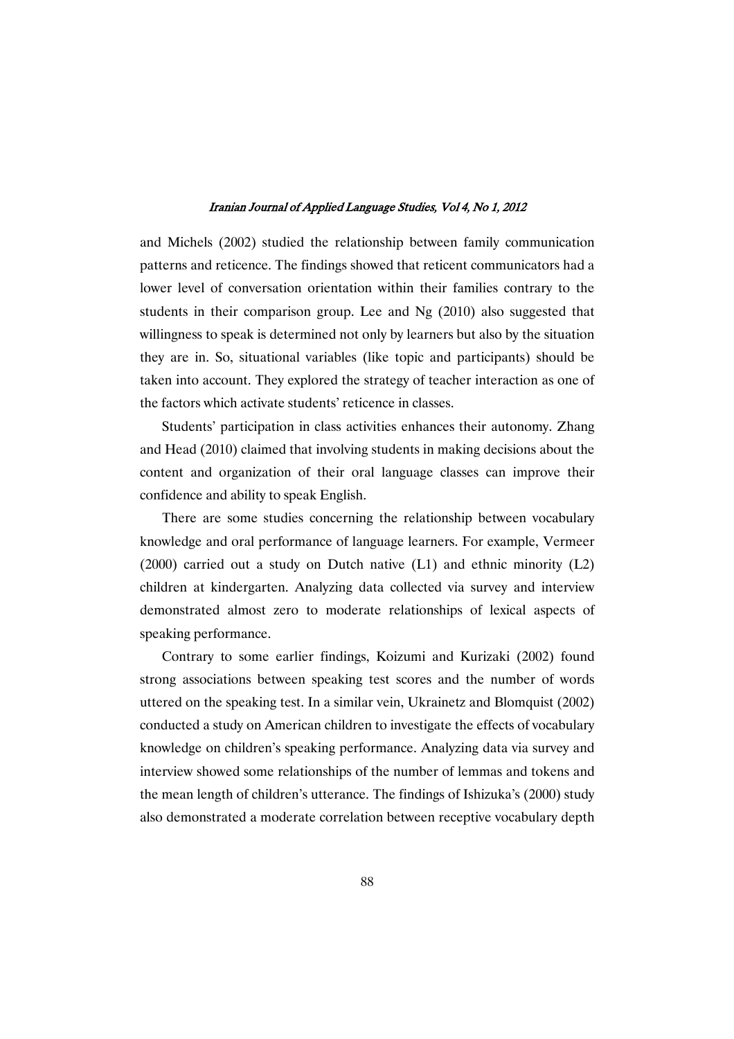and Michels (2002) studied the relationship between family communication patterns and reticence. The findings showed that reticent communicators had a lower level of conversation orientation within their families contrary to the students in their comparison group. Lee and Ng (2010) also suggested that willingness to speak is determined not only by learners but also by the situation they are in. So, situational variables (like topic and participants) should be taken into account. They explored the strategy of teacher interaction as one of the factors which activate students' reticence in classes.

Students' participation in class activities enhances their autonomy. Zhang and Head (2010) claimed that involving students in making decisions about the content and organization of their oral language classes can improve their confidence and ability to speak English.

There are some studies concerning the relationship between vocabulary knowledge and oral performance of language learners. For example, Vermeer (2000) carried out a study on Dutch native (L1) and ethnic minority (L2) children at kindergarten. Analyzing data collected via survey and interview demonstrated almost zero to moderate relationships of lexical aspects of speaking performance.

Contrary to some earlier findings, Koizumi and Kurizaki (2002) found strong associations between speaking test scores and the number of words uttered on the speaking test. In a similar vein, Ukrainetz and Blomquist (2002) conducted a study on American children to investigate the effects of vocabulary knowledge on children's speaking performance. Analyzing data via survey and interview showed some relationships of the number of lemmas and tokens and the mean length of children's utterance. The findings of Ishizuka's (2000) study also demonstrated a moderate correlation between receptive vocabulary depth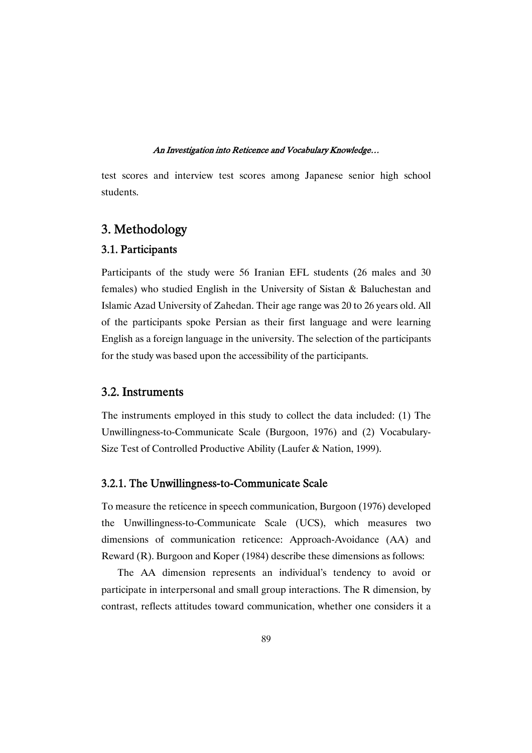test scores and interview test scores among Japanese senior high school students.

## 3. Methodology

### 3.1. Participants

Participants of the study were 56 Iranian EFL students (26 males and 30 females) who studied English in the University of Sistan & Baluchestan and Islamic Azad University of Zahedan. Their age range was 20 to 26 years old. All of the participants spoke Persian as their first language and were learning English as a foreign language in the university. The selection of the participants for the study was based upon the accessibility of the participants.

### 3.2. Instruments

The instruments employed in this study to collect the data included: (1) The Unwillingness-to-Communicate Scale (Burgoon, 1976) and (2) Vocabulary-Size Test of Controlled Productive Ability (Laufer & Nation, 1999).

#### 3.2.1. The Unwillingness-to-Communicate Scale

To measure the reticence in speech communication, Burgoon (1976) developed the Unwillingness-to-Communicate Scale (UCS), which measures two dimensions of communication reticence: Approach-Avoidance (AA) and Reward (R). Burgoon and Koper (1984) describe these dimensions as follows:

The AA dimension represents an individual's tendency to avoid or participate in interpersonal and small group interactions. The R dimension, by contrast, reflects attitudes toward communication, whether one considers it a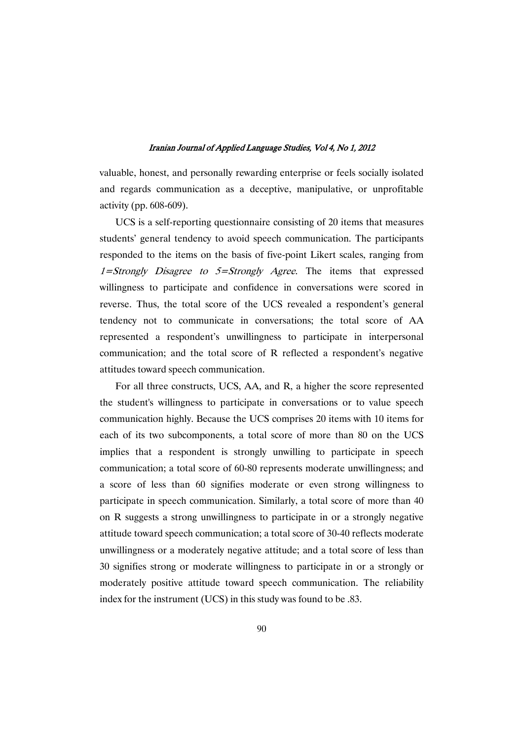valuable, honest, and personally rewarding enterprise or feels socially isolated and regards communication as a deceptive, manipulative, or unprofitable activity (pp. 608-609).

UCS is a self-reporting questionnaire consisting of 20 items that measures students' general tendency to avoid speech communication. The participants responded to the items on the basis of five-point Likert scales, ranging from *1=Strongly Disagree to 5=Strongly Agree*. The items that expressed willingness to participate and confidence in conversations were scored in reverse. Thus, the total score of the UCS revealed a respondent's general tendency not to communicate in conversations; the total score of AA represented a respondent's unwillingness to participate in interpersonal communication; and the total score of R reflected a respondent's negative attitudes toward speech communication.

For all three constructs, UCS, AA, and R, a higher the score represented the student's willingness to participate in conversations or to value speech communication highly. Because the UCS comprises 20 items with 10 items for each of its two subcomponents, a total score of more than 80 on the UCS implies that a respondent is strongly unwilling to participate in speech communication; a total score of 60-80 represents moderate unwillingness; and a score of less than 60 signifies moderate or even strong willingness to participate in speech communication. Similarly, a total score of more than 40 on R suggests a strong unwillingness to participate in or a strongly negative attitude toward speech communication; a total score of 30-40 reflects moderate unwillingness or a moderately negative attitude; and a total score of less than 30 signifies strong or moderate willingness to participate in or a strongly or moderately positive attitude toward speech communication. The reliability index for the instrument (UCS) in this study was found to be .83.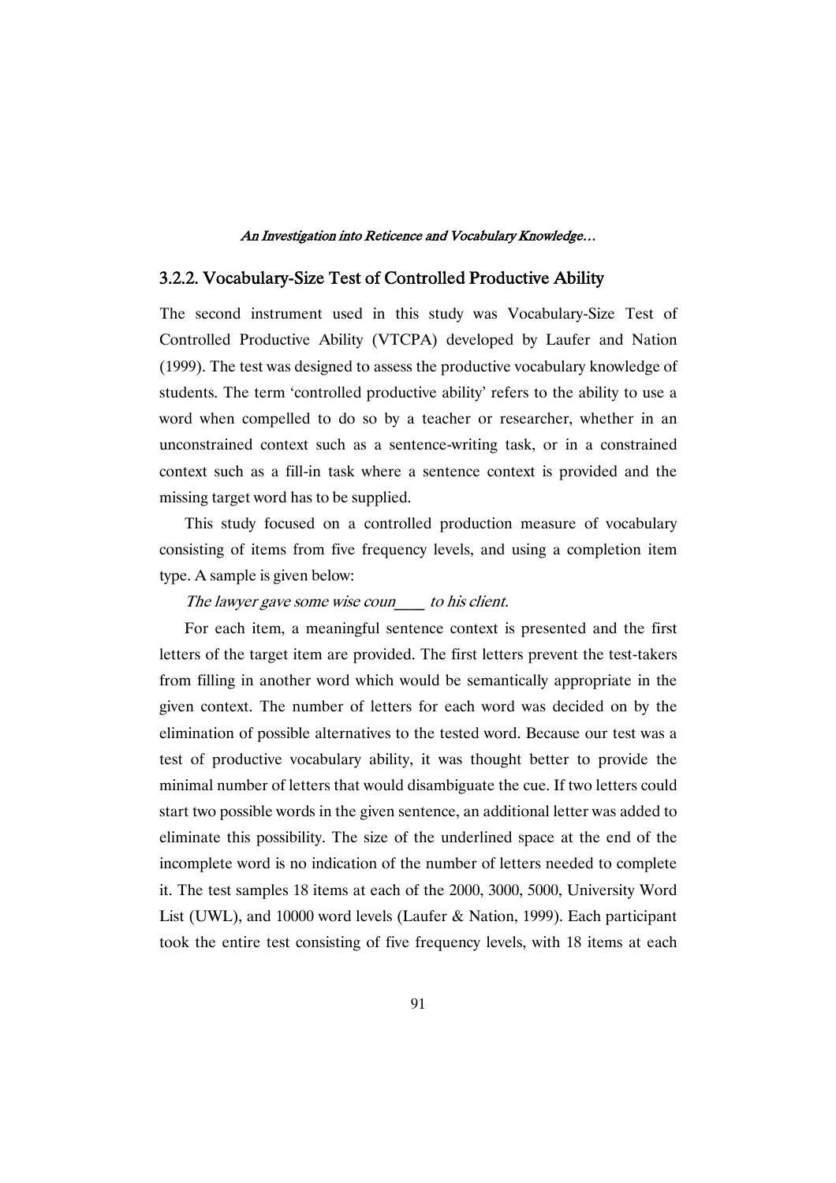### 3.2.2. Vocabulary-Size Test of Controlled Productive Ability

The second instrument used in this study was Vocabulary-Size Test of Controlled Productive Ability (VTCPA) developed by Laufer and Nation (1999). The test was designed to assess the productive vocabulary knowledge of students. The term 'controlled productive ability' refers to the ability to use a word when compelled to do so by a teacher or researcher, whether in an unconstrained context such as a sentence-writing task, or in a constrained context such as a fill-in task where a sentence context is provided and the missing target word has to be supplied.

This study focused on a controlled production measure of vocabulary consisting of items from five frequency levels, and using a completion item type. A sample is given below:

*The lawyer gave some wise coun____ to his client.*

For each item, a meaningful sentence context is presented and the first letters of the target item are provided. The first letters prevent the test-takers from filling in another word which would be semantically appropriate in the given context. The number of letters for each word was decided on by the elimination of possible alternatives to the tested word. Because our test was a test of productive vocabulary ability, it was thought better to provide the minimal number of letters that would disambiguate the cue. If two letters could start two possible words in the given sentence, an additional letter was added to eliminate this possibility. The size of the underlined space at the end of the incomplete word is no indication of the number of letters needed to complete it. The test samples 18 items at each of the 2000, 3000, 5000, University Word List (UWL), and 10000 word levels (Laufer & Nation, 1999). Each participant took the entire test consisting of five frequency levels, with 18 items at each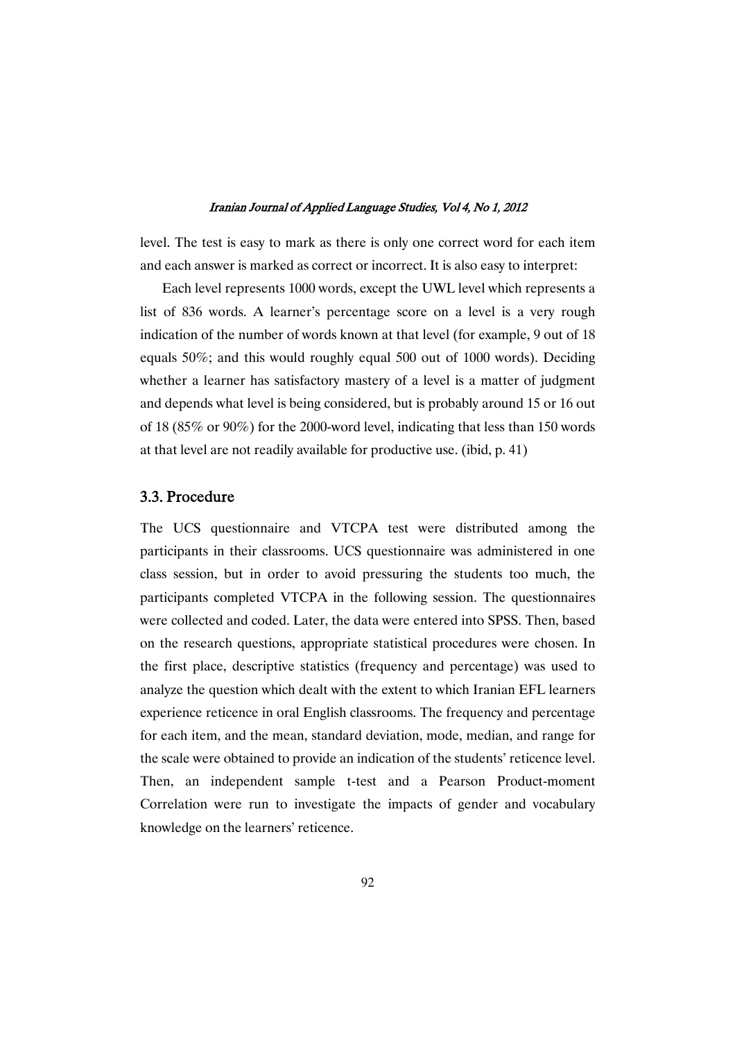level. The test is easy to mark as there is only one correct word for each item and each answer is marked as correct or incorrect. It is also easy to interpret:

> Each level represents 1000 words, except the UWL level which represents a list of 836 words. A learner's percentage score on a level is a very rough indication of the number of words known at that level (for example, 9 out of 18 equals 50%; and this would roughly equal 500 out of 1000 words). Deciding whether a learner has satisfactory mastery of a level is a matter of judgment and depends what level is being considered, but is probably around 15 or 16 out of 18 (85% or 90%) for the 2000-word level, indicating that less than 150 words at that level are not readily available for productive use. (ibid, p. 41)

### 3.3. Procedure

The UCS questionnaire and VTCPA test were distributed among the participants in their classrooms. UCS questionnaire was administered in one class session, but in order to avoid pressuring the students too much, the participants completed VTCPA in the following session. The questionnaires were collected and coded. Later, the data were entered into SPSS. Then, based on the research questions, appropriate statistical procedures were chosen. In the first place, descriptive statistics (frequency and percentage) was used to analyze the question which dealt with the extent to which Iranian EFL learners experience reticence in oral English classrooms. The frequency and percentage for each item, and the mean, standard deviation, mode, median, and range for the scale were obtained to provide an indication of the students' reticence level. Then, an independent sample t-test and a Pearson Product-moment Correlation were run to investigate the impacts of gender and vocabulary knowledge on the learners' reticence.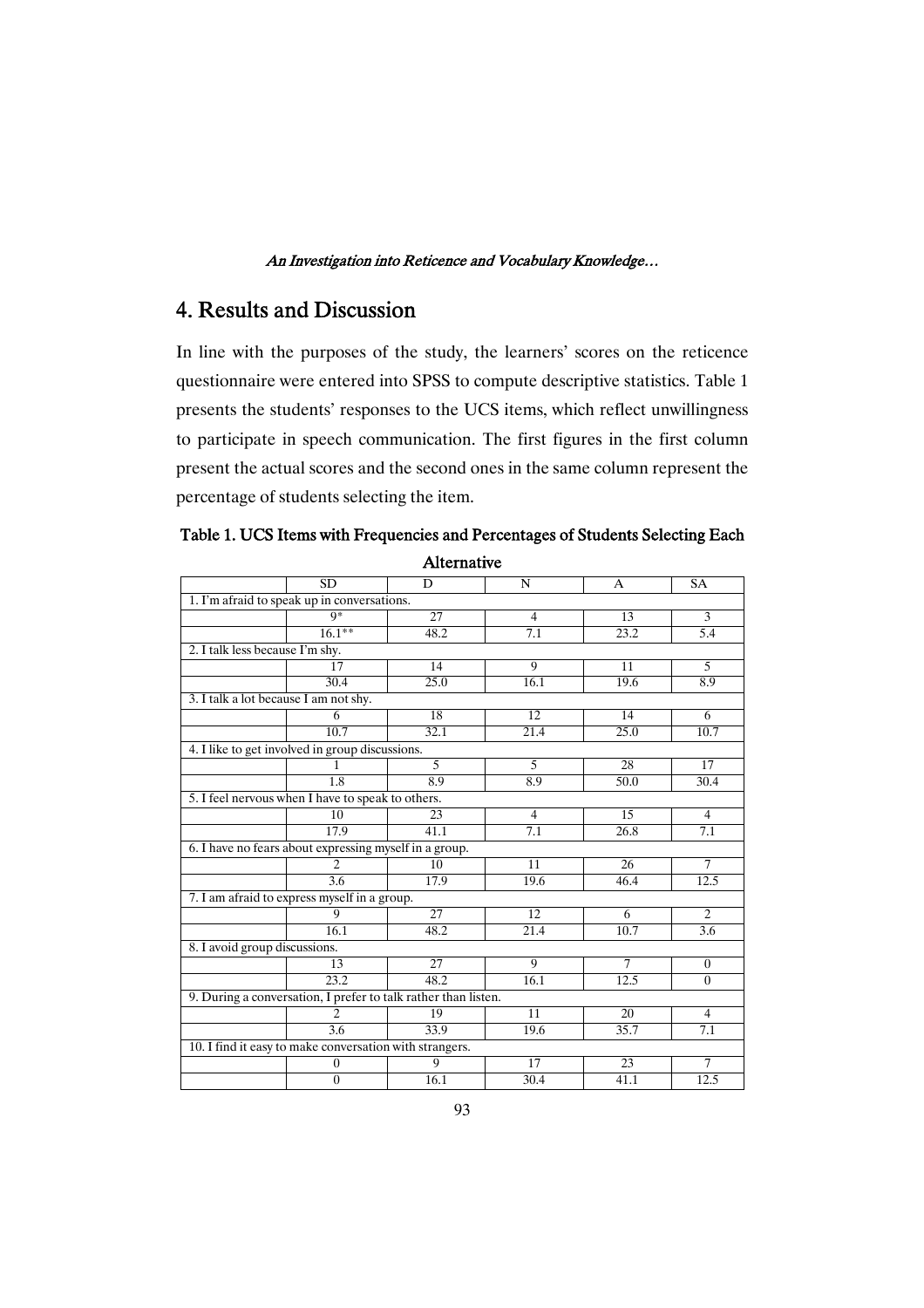## 4. Results and Discussion

In line with the purposes of the study, the learners' scores on the reticence questionnaire were entered into SPSS to compute descriptive statistics. Table 1 presents the students' responses to the UCS items, which reflect unwillingness to participate in speech communication. The first figures in the first column present the actual scores and the second ones in the same column represent the percentage of students selecting the item.

**Table 1. UCS Items with Frequencies and Percentages of Students Selecting Each Alternative**

| | SD | D | N | A | SA |
|---|---|---|---|---|---|
| 1. I'm afraid to speak up in conversations. | | | | | |
| | 9* | 27 | 4 | 13 | 3 |
| | 16.1** | 48.2 | 7.1 | 23.2 | 5.4 |
| 2. I talk less because I'm shy. | | | | | |
| | 17 | 14 | 9 | 11 | 5 |
| | 30.4 | 25.0 | 16.1 | 19.6 | 8.9 |
| 3. I talk a lot because I am not shy. | | | | | |
| | 6 | 18 | 12 | 14 | 6 |
| | 10.7 | 32.1 | 21.4 | 25.0 | 10.7 |
| 4. I like to get involved in group discussions. | | | | | |
| | 1 | 5 | 5 | 28 | 17 |
| | 1.8 | 8.9 | 8.9 | 50.0 | 30.4 |
| 5. I feel nervous when I have to speak to others. | | | | | |
| | 10 | 23 | 4 | 15 | 4 |
| | 17.9 | 41.1 | 7.1 | 26.8 | 7.1 |
| 6. I have no fears about expressing myself in a group. | | | | | |
| | 2 | 10 | 11 | 26 | 7 |
| | 3.6 | 17.9 | 19.6 | 46.4 | 12.5 |
| 7. I am afraid to express myself in a group. | | | | | |
| | 9 | 27 | 12 | 6 | 2 |
| | 16.1 | 48.2 | 21.4 | 10.7 | 3.6 |
| 8. I avoid group discussions. | | | | | |
| | 13 | 27 | 9 | 7 | 0 |
| | 23.2 | 48.2 | 16.1 | 12.5 | 0 |
| 9. During a conversation, I prefer to talk rather than listen. | | | | | |
| | 2 | 19 | 11 | 20 | 4 |
| | 3.6 | 33.9 | 19.6 | 35.7 | 7.1 |
| 10. I find it easy to make conversation with strangers. | | | | | |
| | 0 | 9 | 17 | 23 | 7 |
| | 0 | 16.1 | 30.4 | 41.1 | 12.5 |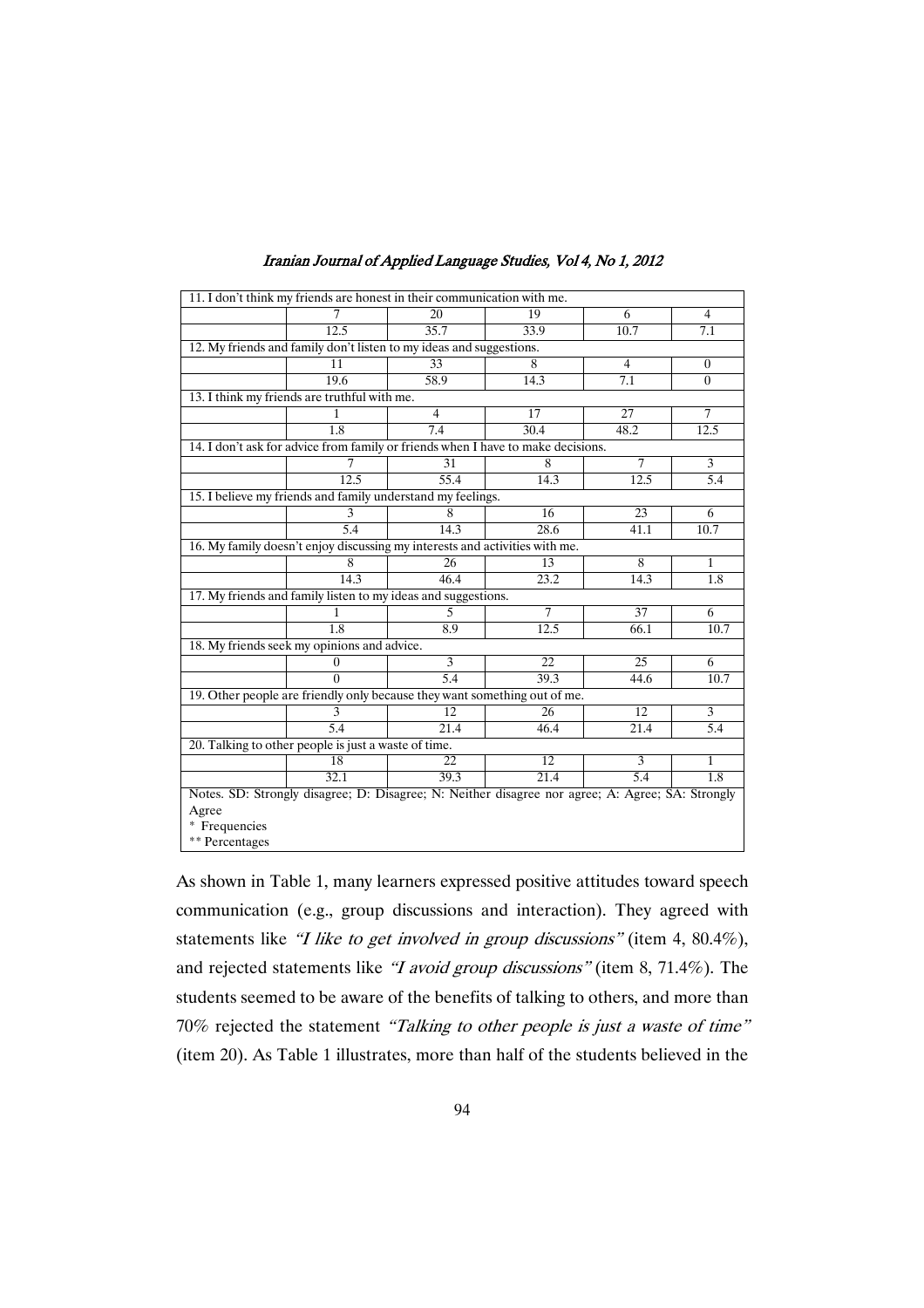| | | | | | |
|---|---|---|---|---|---|
| 11. I don't think my friends are honest in their communication with me. | | | | | |
| | 7 | 20 | 19 | 6 | 4 |
| | 12.5 | 35.7 | 33.9 | 10.7 | 7.1 |
| 12. My friends and family don't listen to my ideas and suggestions. | | | | | |
| | 11 | 33 | 8 | 4 | 0 |
| | 19.6 | 58.9 | 14.3 | 7.1 | 0 |
| 13. I think my friends are truthful with me. | | | | | |
| | 1 | 4 | 17 | 27 | 7 |
| | 1.8 | 7.4 | 30.4 | 48.2 | 12.5 |
| 14. I don't ask for advice from family or friends when I have to make decisions. | | | | | |
| | 7 | 31 | 8 | 7 | 3 |
| | 12.5 | 55.4 | 14.3 | 12.5 | 5.4 |
| 15. I believe my friends and family understand my feelings. | | | | | |
| | 3 | 8 | 16 | 23 | 6 |
| | 5.4 | 14.3 | 28.6 | 41.1 | 10.7 |
| 16. My family doesn't enjoy discussing my interests and activities with me. | | | | | |
| | 8 | 26 | 13 | 8 | 1 |
| | 14.3 | 46.4 | 23.2 | 14.3 | 1.8 |
| 17. My friends and family listen to my ideas and suggestions. | | | | | |
| | 1 | 5 | 7 | 37 | 6 |
| | 1.8 | 8.9 | 12.5 | 66.1 | 10.7 |
| 18. My friends seek my opinions and advice. | | | | | |
| | 0 | 3 | 22 | 25 | 6 |
| | 0 | 5.4 | 39.3 | 44.6 | 10.7 |
| 19. Other people are friendly only because they want something out of me. | | | | | |
| | 3 | 12 | 26 | 12 | 3 |
| | 5.4 | 21.4 | 46.4 | 21.4 | 5.4 |
| 20. Talking to other people is just a waste of time. | | | | | |
| | 18 | 22 | 12 | 3 | 1 |
| | 32.1 | 39.3 | 21.4 | 5.4 | 1.8 |

Notes. SD: Strongly disagree; D: Disagree; N: Neither disagree nor agree; A: Agree; SA: Strongly Agree
* Frequencies
** Percentages

As shown in Table 1, many learners expressed positive attitudes toward speech communication (e.g., group discussions and interaction). They agreed with statements like *"I like to get involved in group discussions"* (item 4, 80.4%), and rejected statements like *"I avoid group discussions"* (item 8, 71.4%). The students seemed to be aware of the benefits of talking to others, and more than 70% rejected the statement *"Talking to other people is just a waste of time"* (item 20). As Table 1 illustrates, more than half of the students believed in the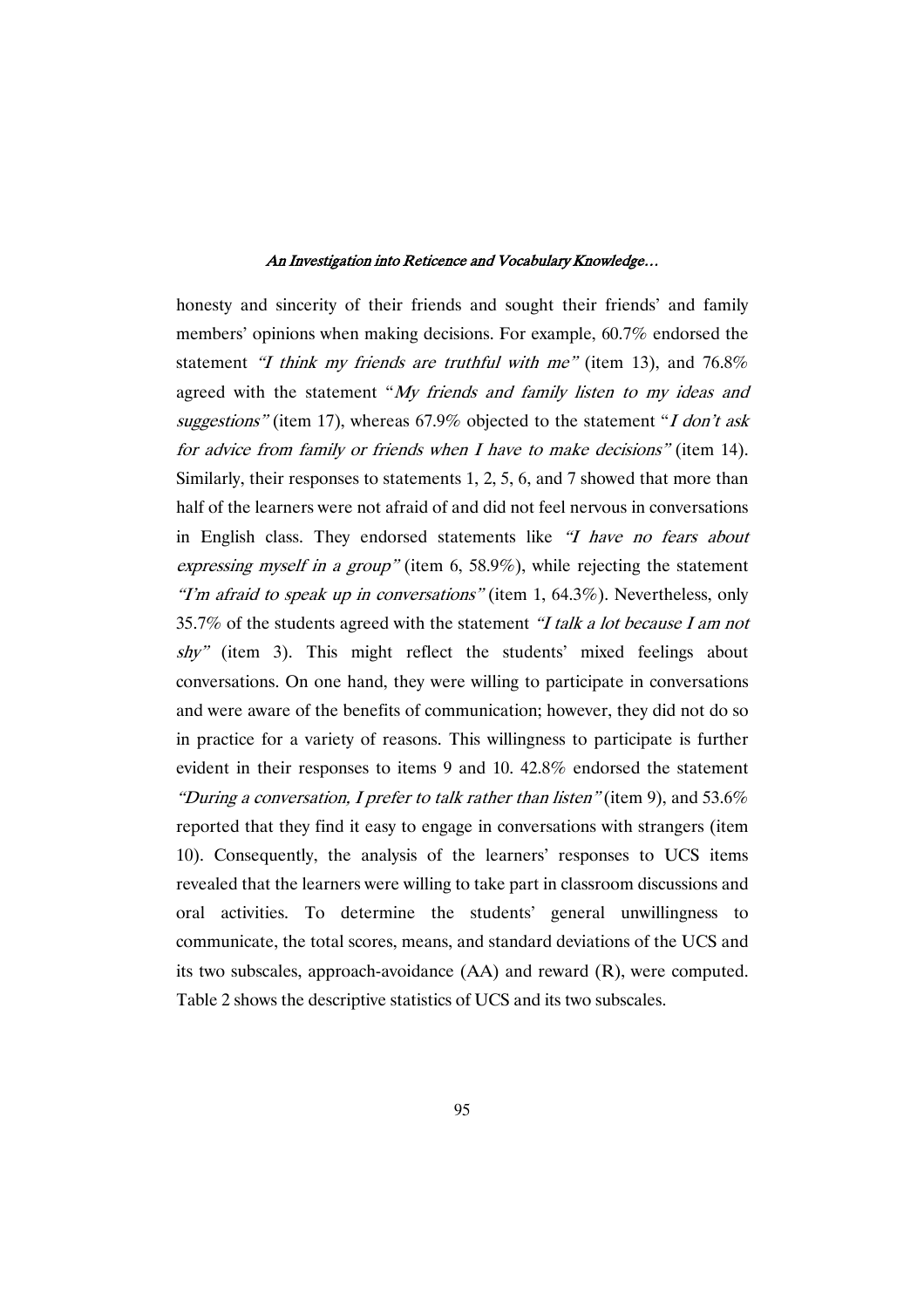honesty and sincerity of their friends and sought their friends' and family members' opinions when making decisions. For example, 60.7% endorsed the statement *"I think my friends are truthful with me"* (item 13), and 76.8% agreed with the statement "*My friends and family listen to my ideas and suggestions"* (item 17), whereas 67.9% objected to the statement "*I don't ask for advice from family or friends when I have to make decisions"* (item 14). Similarly, their responses to statements 1, 2, 5, 6, and 7 showed that more than half of the learners were not afraid of and did not feel nervous in conversations in English class. They endorsed statements like *"I have no fears about expressing myself in a group"* (item 6, 58.9%), while rejecting the statement *"I'm afraid to speak up in conversations"* (item 1, 64.3%). Nevertheless, only 35.7% of the students agreed with the statement *"I talk a lot because I am not shy"* (item 3). This might reflect the students' mixed feelings about conversations. On one hand, they were willing to participate in conversations and were aware of the benefits of communication; however, they did not do so in practice for a variety of reasons. This willingness to participate is further evident in their responses to items 9 and 10. 42.8% endorsed the statement *"During a conversation, I prefer to talk rather than listen"* (item 9), and 53.6% reported that they find it easy to engage in conversations with strangers (item 10). Consequently, the analysis of the learners' responses to UCS items revealed that the learners were willing to take part in classroom discussions and oral activities. To determine the students' general unwillingness to communicate, the total scores, means, and standard deviations of the UCS and its two subscales, approach-avoidance (AA) and reward (R), were computed. Table 2 shows the descriptive statistics of UCS and its two subscales.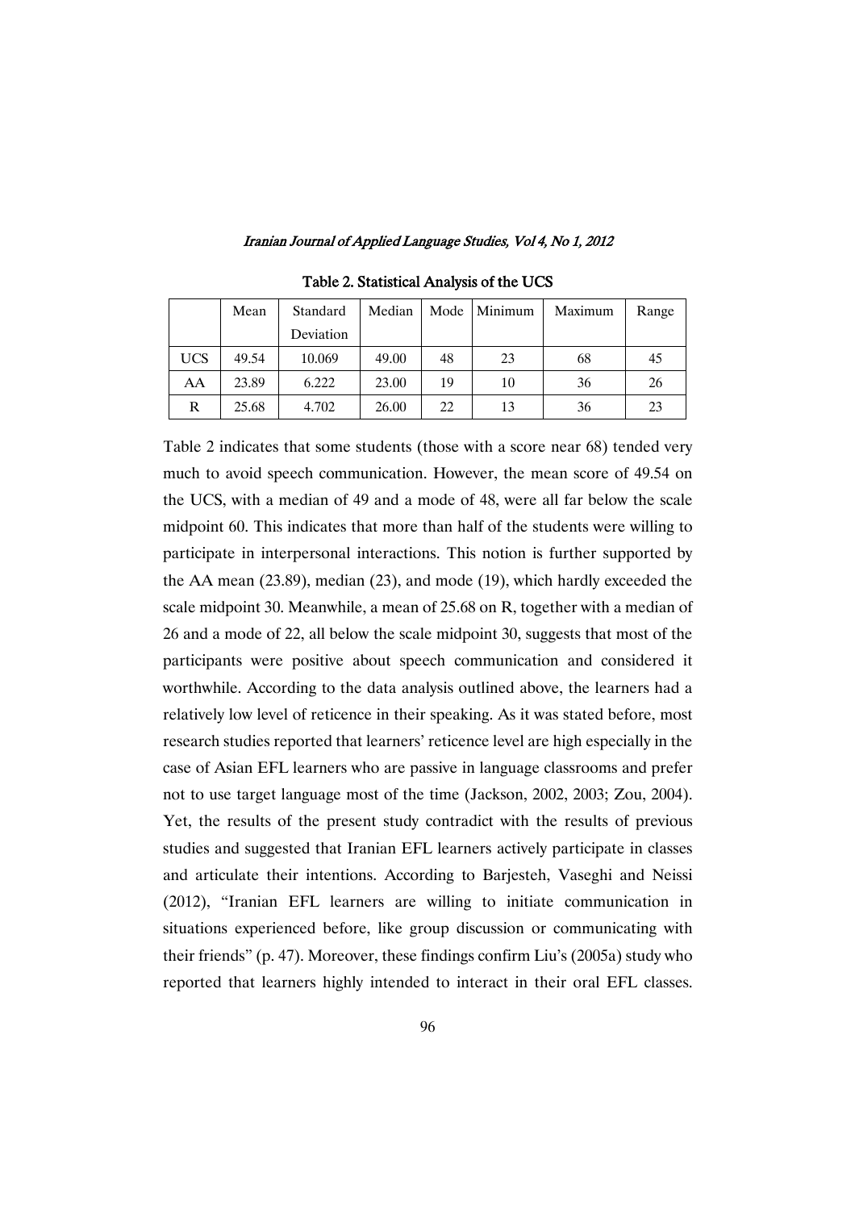Table 2. Statistical Analysis of the UCS

| | Mean | Standard Deviation | Median | Mode | Minimum | Maximum | Range |
|---|---|---|---|---|---|---|---|
| UCS | 49.54 | 10.069 | 49.00 | 48 | 23 | 68 | 45 |
| AA | 23.89 | 6.222 | 23.00 | 19 | 10 | 36 | 26 |
| R | 25.68 | 4.702 | 26.00 | 22 | 13 | 36 | 23 |

Table 2 indicates that some students (those with a score near 68) tended very much to avoid speech communication. However, the mean score of 49.54 on the UCS, with a median of 49 and a mode of 48, were all far below the scale midpoint 60. This indicates that more than half of the students were willing to participate in interpersonal interactions. This notion is further supported by the AA mean (23.89), median (23), and mode (19), which hardly exceeded the scale midpoint 30. Meanwhile, a mean of 25.68 on R, together with a median of 26 and a mode of 22, all below the scale midpoint 30, suggests that most of the participants were positive about speech communication and considered it worthwhile. According to the data analysis outlined above, the learners had a relatively low level of reticence in their speaking. As it was stated before, most research studies reported that learners' reticence level are high especially in the case of Asian EFL learners who are passive in language classrooms and prefer not to use target language most of the time (Jackson, 2002, 2003; Zou, 2004). Yet, the results of the present study contradict with the results of previous studies and suggested that Iranian EFL learners actively participate in classes and articulate their intentions. According to Barjesteh, Vaseghi and Neissi (2012), "Iranian EFL learners are willing to initiate communication in situations experienced before, like group discussion or communicating with their friends" (p. 47). Moreover, these findings confirm Liu's (2005a) study who reported that learners highly intended to interact in their oral EFL classes.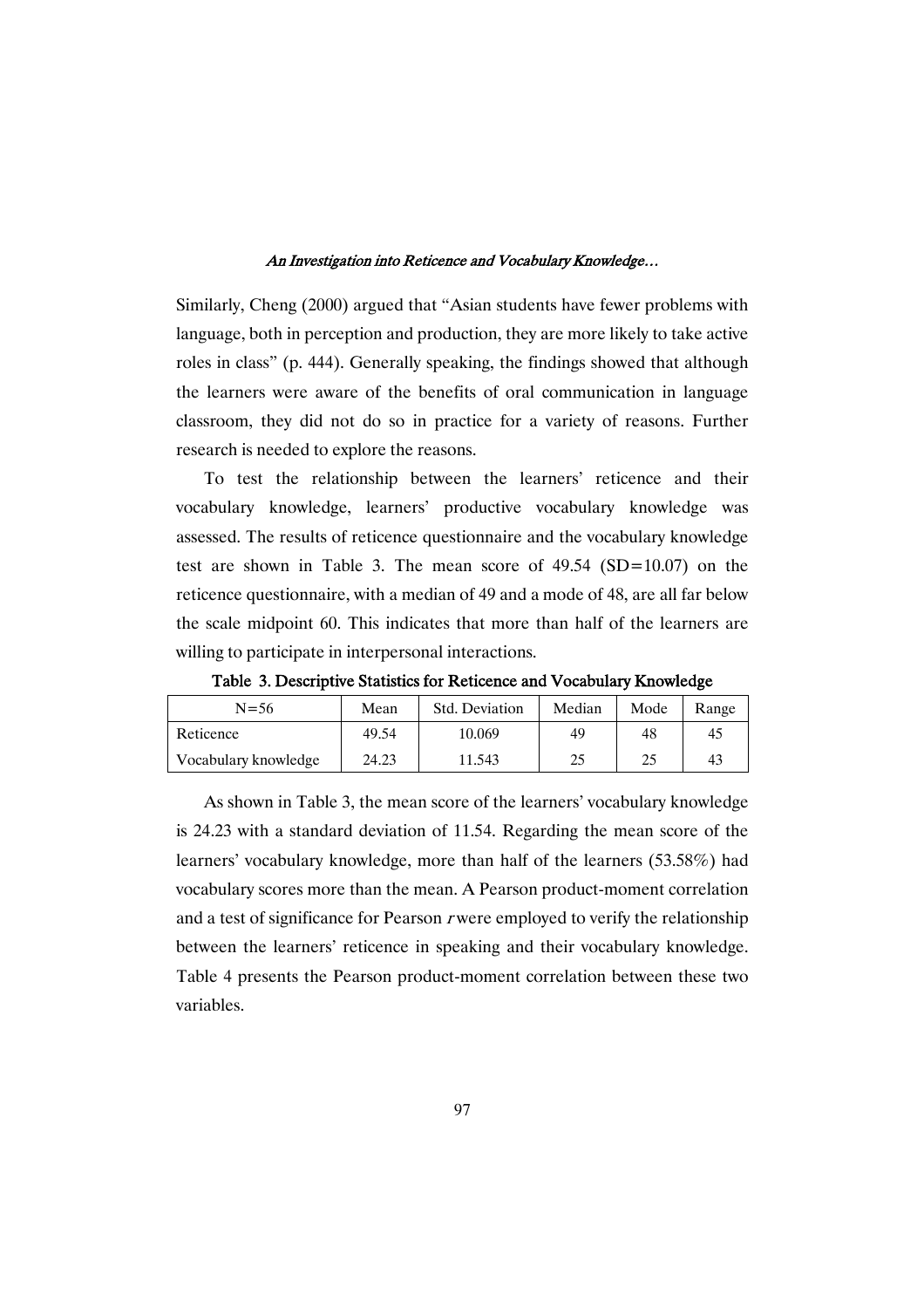Similarly, Cheng (2000) argued that "Asian students have fewer problems with language, both in perception and production, they are more likely to take active roles in class" (p. 444). Generally speaking, the findings showed that although the learners were aware of the benefits of oral communication in language classroom, they did not do so in practice for a variety of reasons. Further research is needed to explore the reasons.

To test the relationship between the learners' reticence and their vocabulary knowledge, learners' productive vocabulary knowledge was assessed. The results of reticence questionnaire and the vocabulary knowledge test are shown in Table 3. The mean score of 49.54 (SD=10.07) on the reticence questionnaire, with a median of 49 and a mode of 48, are all far below the scale midpoint 60. This indicates that more than half of the learners are willing to participate in interpersonal interactions.

**Table 3. Descriptive Statistics for Reticence and Vocabulary Knowledge**

| N=56 | Mean | Std. Deviation | Median | Mode | Range |
|---|---|---|---|---|---|
| Reticence | 49.54 | 10.069 | 49 | 48 | 45 |
| Vocabulary knowledge | 24.23 | 11.543 | 25 | 25 | 43 |

As shown in Table 3, the mean score of the learners' vocabulary knowledge is 24.23 with a standard deviation of 11.54. Regarding the mean score of the learners' vocabulary knowledge, more than half of the learners (53.58%) had vocabulary scores more than the mean. A Pearson product-moment correlation and a test of significance for Pearson *r* were employed to verify the relationship between the learners' reticence in speaking and their vocabulary knowledge. Table 4 presents the Pearson product-moment correlation between these two variables.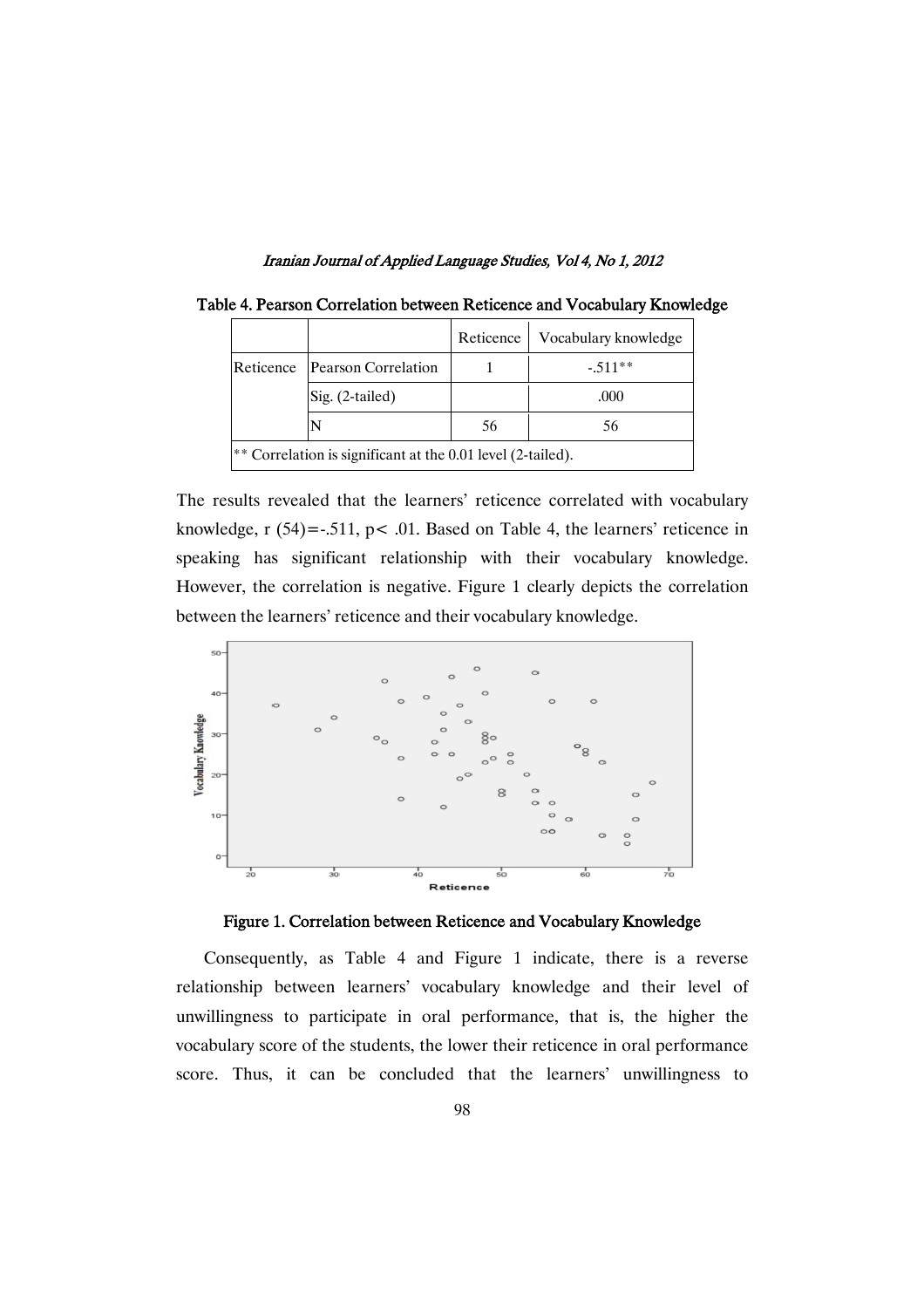**Table 4. Pearson Correlation between Reticence and Vocabulary Knowledge**

| | | Reticence | Vocabulary knowledge |
|---|---|---|---|
| Reticence | Pearson Correlation | 1 | -.511** |
| | Sig. (2-tailed) | | .000 |
| | N | 56 | 56 |
| ** Correlation is significant at the 0.01 level (2-tailed). | | | |

The results revealed that the learners' reticence correlated with vocabulary knowledge, $r(54) = -.511$, $p < .01$. Based on Table 4, the learners' reticence in speaking has significant relationship with their vocabulary knowledge. However, the correlation is negative. Figure 1 clearly depicts the correlation between the learners' reticence and their vocabulary knowledge.

**Figure 1. Correlation between Reticence and Vocabulary Knowledge**

Consequently, as Table 4 and Figure 1 indicate, there is a reverse relationship between learners' vocabulary knowledge and their level of unwillingness to participate in oral performance, that is, the higher the vocabulary score of the students, the lower their reticence in oral performance score. Thus, it can be concluded that the learners' unwillingness to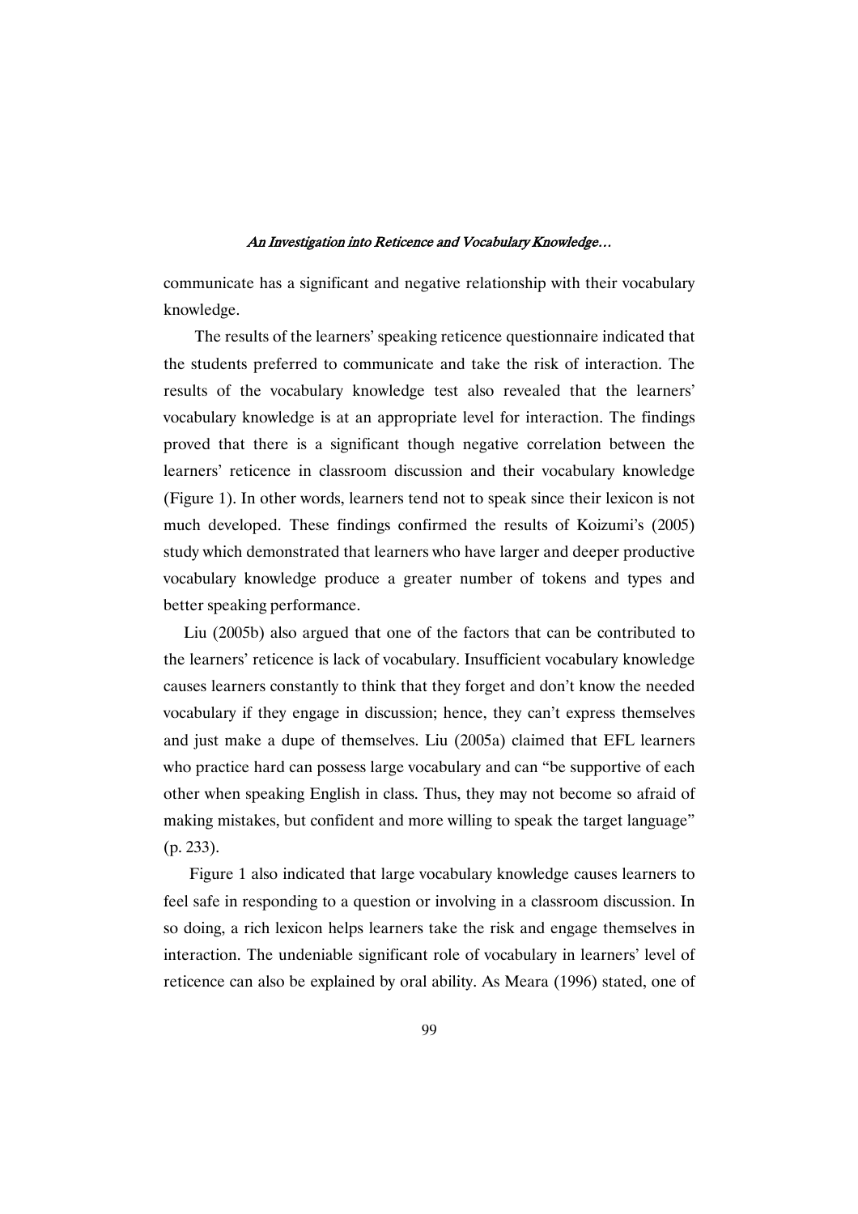communicate has a significant and negative relationship with their vocabulary knowledge.

The results of the learners' speaking reticence questionnaire indicated that the students preferred to communicate and take the risk of interaction. The results of the vocabulary knowledge test also revealed that the learners' vocabulary knowledge is at an appropriate level for interaction. The findings proved that there is a significant though negative correlation between the learners' reticence in classroom discussion and their vocabulary knowledge (Figure 1). In other words, learners tend not to speak since their lexicon is not much developed. These findings confirmed the results of Koizumi's (2005) study which demonstrated that learners who have larger and deeper productive vocabulary knowledge produce a greater number of tokens and types and better speaking performance.

Liu (2005b) also argued that one of the factors that can be contributed to the learners' reticence is lack of vocabulary. Insufficient vocabulary knowledge causes learners constantly to think that they forget and don't know the needed vocabulary if they engage in discussion; hence, they can't express themselves and just make a dupe of themselves. Liu (2005a) claimed that EFL learners who practice hard can possess large vocabulary and can "be supportive of each other when speaking English in class. Thus, they may not become so afraid of making mistakes, but confident and more willing to speak the target language" (p. 233).

Figure 1 also indicated that large vocabulary knowledge causes learners to feel safe in responding to a question or involving in a classroom discussion. In so doing, a rich lexicon helps learners take the risk and engage themselves in interaction. The undeniable significant role of vocabulary in learners' level of reticence can also be explained by oral ability. As Meara (1996) stated, one of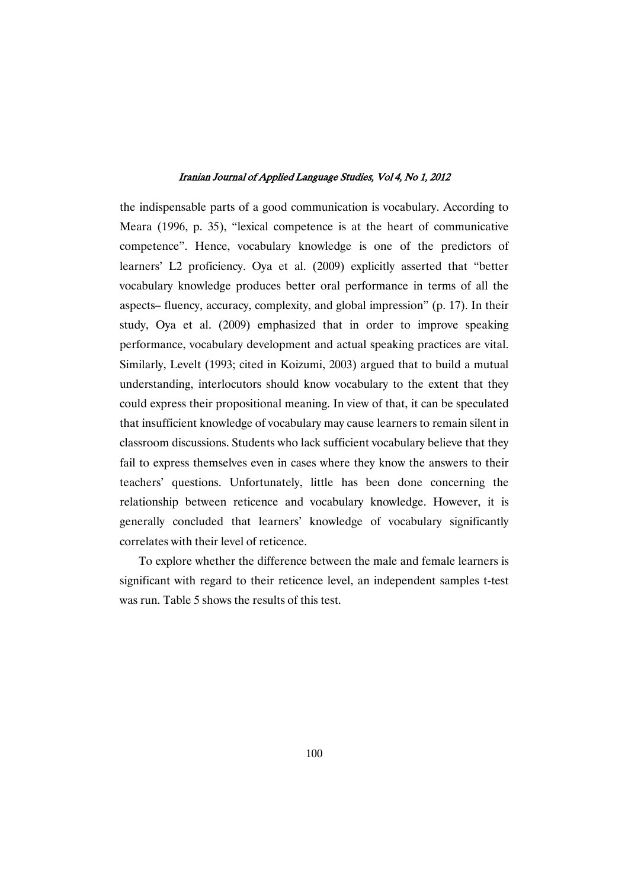the indispensable parts of a good communication is vocabulary. According to Meara (1996, p. 35), "lexical competence is at the heart of communicative competence". Hence, vocabulary knowledge is one of the predictors of learners' L2 proficiency. Oya et al. (2009) explicitly asserted that "better vocabulary knowledge produces better oral performance in terms of all the aspects– fluency, accuracy, complexity, and global impression" (p. 17). In their study, Oya et al. (2009) emphasized that in order to improve speaking performance, vocabulary development and actual speaking practices are vital. Similarly, Levelt (1993; cited in Koizumi, 2003) argued that to build a mutual understanding, interlocutors should know vocabulary to the extent that they could express their propositional meaning. In view of that, it can be speculated that insufficient knowledge of vocabulary may cause learners to remain silent in classroom discussions. Students who lack sufficient vocabulary believe that they fail to express themselves even in cases where they know the answers to their teachers' questions. Unfortunately, little has been done concerning the relationship between reticence and vocabulary knowledge. However, it is generally concluded that learners' knowledge of vocabulary significantly correlates with their level of reticence.

To explore whether the difference between the male and female learners is significant with regard to their reticence level, an independent samples t-test was run. Table 5 shows the results of this test.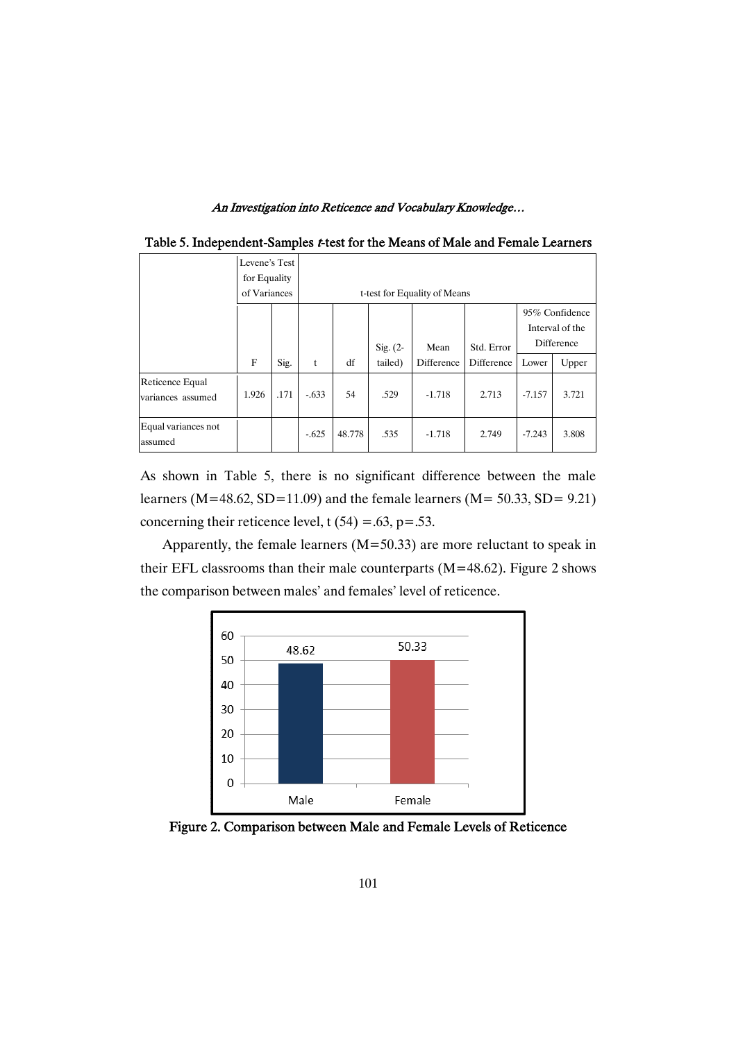Table 5. Independent-Samples *t*-test for the Means of Male and Female Learners

| | Levene's Test for Equality of Variances | | t-test for Equality of Means | | | | | | |
|---|---|---|---|---|---|---|---|---|---|
| | | | | | | | | 95% Confidence Interval of the Difference | |
| | F | Sig. | t | df | Sig. (2-tailed) | Mean Difference | Std. Error Difference | Lower | Upper |
| Reticence Equal variances assumed | 1.926 | .171 | -.633 | 54 | .529 | -1.718 | 2.713 | -7.157 | 3.721 |
| Equal variances not assumed | | | -.625 | 48.778 | .535 | -1.718 | 2.749 | -7.243 | 3.808 |

As shown in Table 5, there is no significant difference between the male learners (M=48.62, SD=11.09) and the female learners (M= 50.33, SD= 9.21) concerning their reticence level, t (54) =.63, p=.53.

Apparently, the female learners (M=50.33) are more reluctant to speak in their EFL classrooms than their male counterparts (M=48.62). Figure 2 shows the comparison between males' and females' level of reticence.

Figure 2. Comparison between Male and Female Levels of Reticence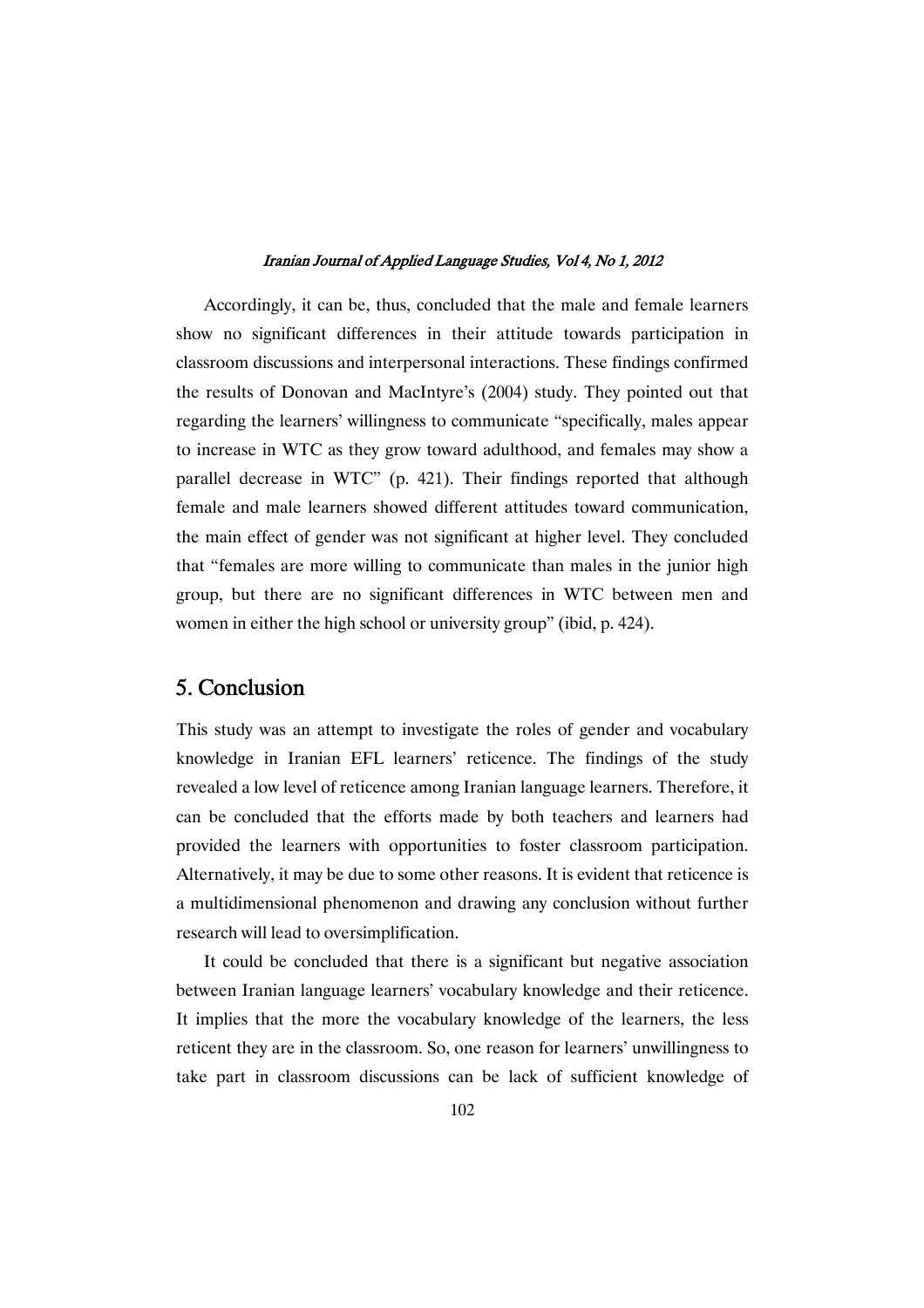Accordingly, it can be, thus, concluded that the male and female learners show no significant differences in their attitude towards participation in classroom discussions and interpersonal interactions. These findings confirmed the results of Donovan and MacIntyre's (2004) study. They pointed out that regarding the learners' willingness to communicate "specifically, males appear to increase in WTC as they grow toward adulthood, and females may show a parallel decrease in WTC" (p. 421). Their findings reported that although female and male learners showed different attitudes toward communication, the main effect of gender was not significant at higher level. They concluded that "females are more willing to communicate than males in the junior high group, but there are no significant differences in WTC between men and women in either the high school or university group" (ibid, p. 424).

## 5. Conclusion

This study was an attempt to investigate the roles of gender and vocabulary knowledge in Iranian EFL learners' reticence. The findings of the study revealed a low level of reticence among Iranian language learners. Therefore, it can be concluded that the efforts made by both teachers and learners had provided the learners with opportunities to foster classroom participation. Alternatively, it may be due to some other reasons. It is evident that reticence is a multidimensional phenomenon and drawing any conclusion without further research will lead to oversimplification.

It could be concluded that there is a significant but negative association between Iranian language learners' vocabulary knowledge and their reticence. It implies that the more the vocabulary knowledge of the learners, the less reticent they are in the classroom. So, one reason for learners' unwillingness to take part in classroom discussions can be lack of sufficient knowledge of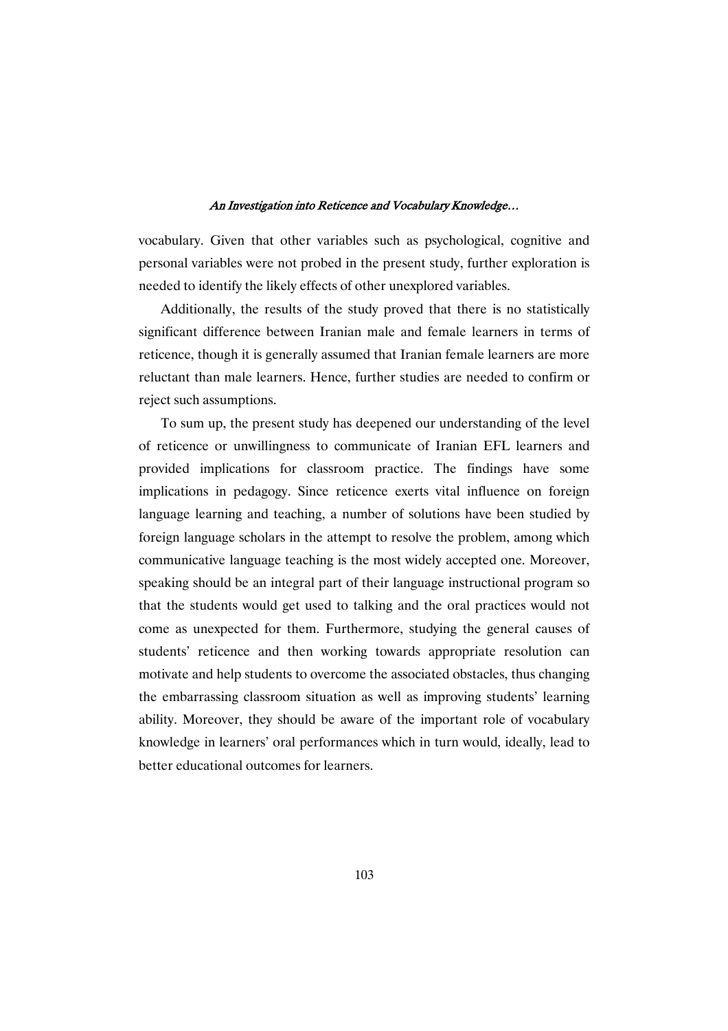vocabulary. Given that other variables such as psychological, cognitive and personal variables were not probed in the present study, further exploration is needed to identify the likely effects of other unexplored variables.

Additionally, the results of the study proved that there is no statistically significant difference between Iranian male and female learners in terms of reticence, though it is generally assumed that Iranian female learners are more reluctant than male learners. Hence, further studies are needed to confirm or reject such assumptions.

To sum up, the present study has deepened our understanding of the level of reticence or unwillingness to communicate of Iranian EFL learners and provided implications for classroom practice. The findings have some implications in pedagogy. Since reticence exerts vital influence on foreign language learning and teaching, a number of solutions have been studied by foreign language scholars in the attempt to resolve the problem, among which communicative language teaching is the most widely accepted one. Moreover, speaking should be an integral part of their language instructional program so that the students would get used to talking and the oral practices would not come as unexpected for them. Furthermore, studying the general causes of students' reticence and then working towards appropriate resolution can motivate and help students to overcome the associated obstacles, thus changing the embarrassing classroom situation as well as improving students' learning ability. Moreover, they should be aware of the important role of vocabulary knowledge in learners' oral performances which in turn would, ideally, lead to better educational outcomes for learners.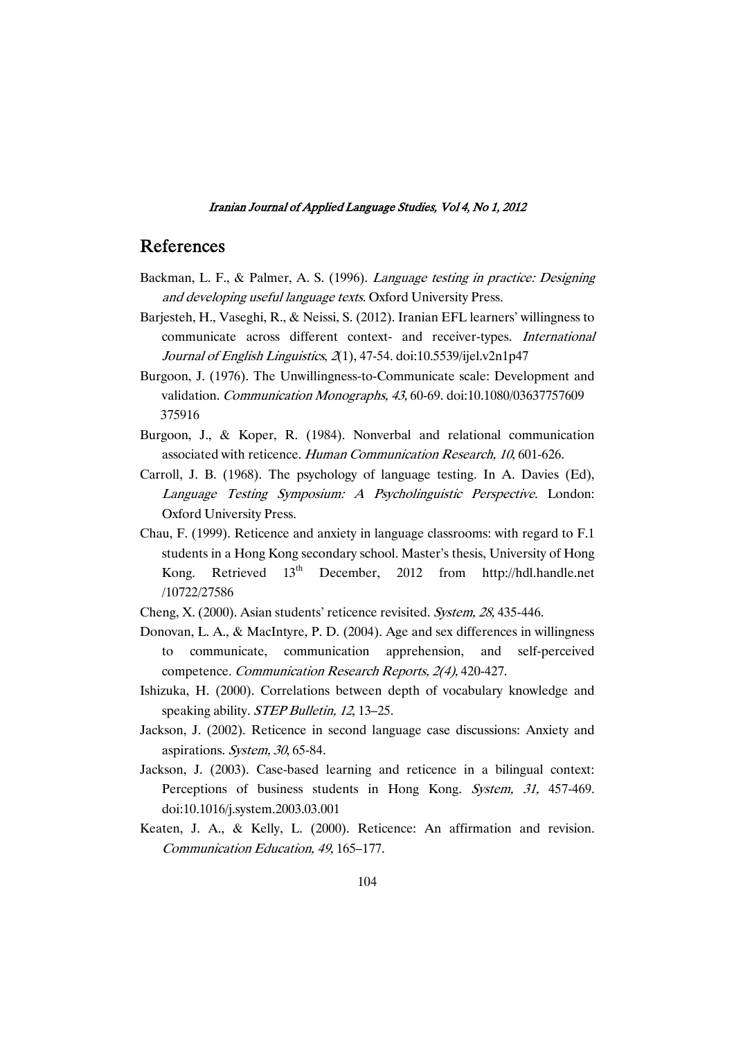## References

Backman, L. F., & Palmer, A. S. (1996). *Language testing in practice: Designing and developing useful language texts*. Oxford University Press.

Barjesteh, H., Vaseghi, R., & Neissi, S. (2012). Iranian EFL learners' willingness to communicate across different context- and receiver-types. *International Journal of English Linguistics*, *2*(1), 47-54. doi:10.5539/ijel.v2n1p47

Burgoon, J. (1976). The Unwillingness-to-Communicate scale: Development and validation. *Communication Monographs, 43*, 60-69. doi:10.1080/03637757609 375916

Burgoon, J., & Koper, R. (1984). Nonverbal and relational communication associated with reticence. *Human Communication Research, 10*, 601-626.

Carroll, J. B. (1968). The psychology of language testing. In A. Davies (Ed), *Language Testing Symposium: A Psycholinguistic Perspective*. London: Oxford University Press.

Chau, F. (1999). Reticence and anxiety in language classrooms: with regard to F.1 students in a Hong Kong secondary school. Master's thesis, University of Hong Kong. Retrieved 13th December, 2012 from http://hdl.handle.net /10722/27586

Cheng, X. (2000). Asian students' reticence revisited. *System, 28*, 435-446.

Donovan, L. A., & MacIntyre, P. D. (2004). Age and sex differences in willingness to communicate, communication apprehension, and self-perceived competence. *Communication Research Reports, 2(4)*, 420-427.

Ishizuka, H. (2000). Correlations between depth of vocabulary knowledge and speaking ability. *STEP Bulletin, 12*, 13–25.

Jackson, J. (2002). Reticence in second language case discussions: Anxiety and aspirations. *System, 30*, 65-84.

Jackson, J. (2003). Case-based learning and reticence in a bilingual context: Perceptions of business students in Hong Kong. *System, 31,* 457-469. doi:10.1016/j.system.2003.03.001

Keaten, J. A., & Kelly, L. (2000). Reticence: An affirmation and revision. *Communication Education, 49*, 165–177.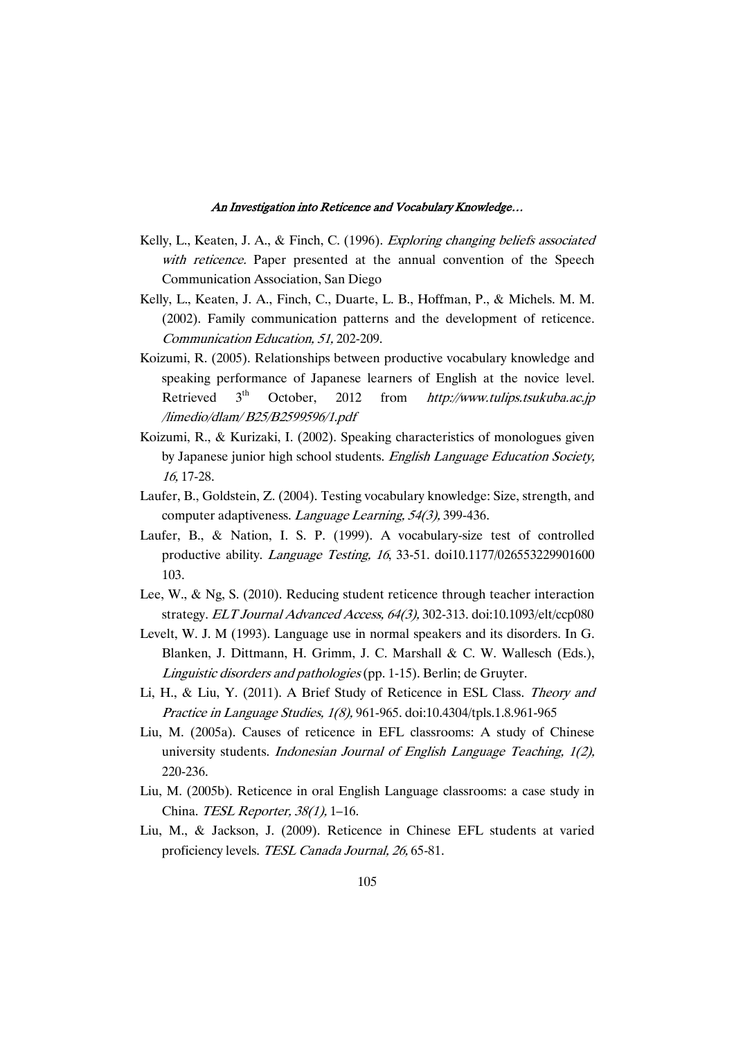Kelly, L., Keaten, J. A., & Finch, C. (1996). *Exploring changing beliefs associated with reticence.* Paper presented at the annual convention of the Speech Communication Association, San Diego

Kelly, L., Keaten, J. A., Finch, C., Duarte, L. B., Hoffman, P., & Michels. M. M. (2002). Family communication patterns and the development of reticence. *Communication Education, 51,* 202-209.

Koizumi, R. (2005). Relationships between productive vocabulary knowledge and speaking performance of Japanese learners of English at the novice level. Retrieved 3[th] October, 2012 from *http://www.tulips.tsukuba.ac.jp /limedio/dlam/ B25/B2599596/1.pdf*

Koizumi, R., & Kurizaki, I. (2002). Speaking characteristics of monologues given by Japanese junior high school students. *English Language Education Society, 16,* 17-28.

Laufer, B., Goldstein, Z. (2004). Testing vocabulary knowledge: Size, strength, and computer adaptiveness. *Language Learning, 54(3),* 399-436.

Laufer, B., & Nation, I. S. P. (1999). A vocabulary-size test of controlled productive ability. *Language Testing, 16*, 33-51. doi10.1177/026553229901600 103.

Lee, W., & Ng, S. (2010). Reducing student reticence through teacher interaction strategy. *ELT Journal Advanced Access, 64(3),* 302-313. doi:10.1093/elt/ccp080

Levelt, W. J. M (1993). Language use in normal speakers and its disorders. In G. Blanken, J. Dittmann, H. Grimm, J. C. Marshall & C. W. Wallesch (Eds.), *Linguistic disorders and pathologies* (pp. 1-15). Berlin; de Gruyter.

Li, H., & Liu, Y. (2011). A Brief Study of Reticence in ESL Class. *Theory and Practice in Language Studies, 1(8),* 961-965. doi:10.4304/tpls.1.8.961-965

Liu, M. (2005a). Causes of reticence in EFL classrooms: A study of Chinese university students. *Indonesian Journal of English Language Teaching, 1(2),* 220-236.

Liu, M. (2005b). Reticence in oral English Language classrooms: a case study in China. *TESL Reporter, 38(1),* 1–16.

Liu, M., & Jackson, J. (2009). Reticence in Chinese EFL students at varied proficiency levels. *TESL Canada Journal, 26,* 65-81.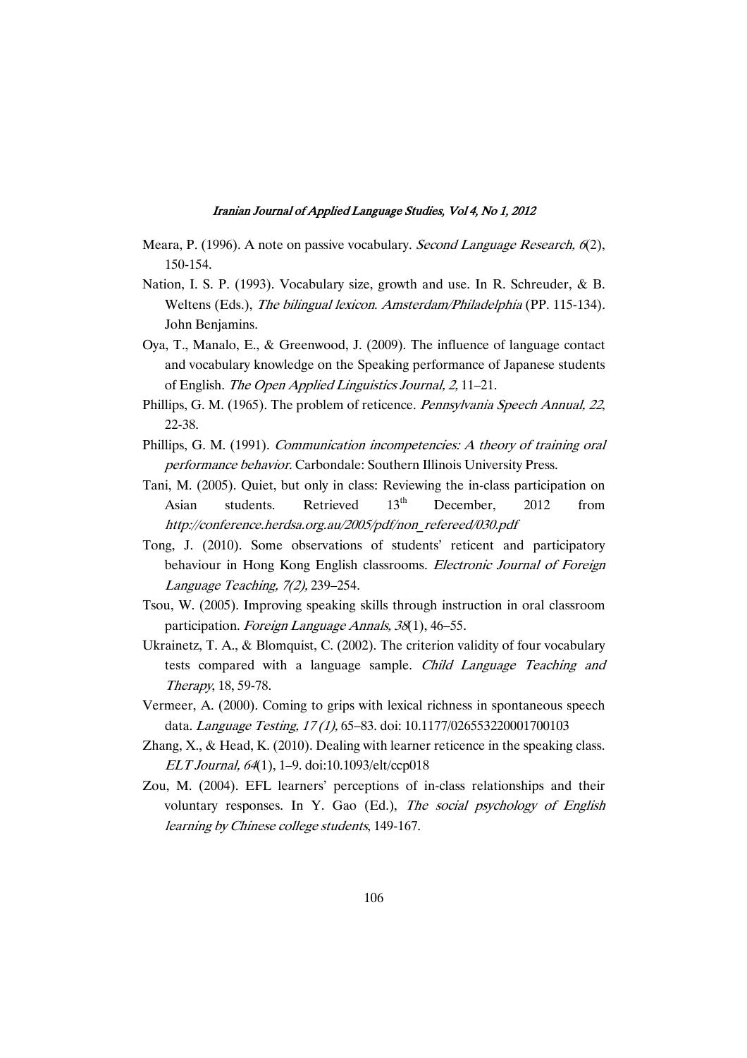Meara, P. (1996). A note on passive vocabulary. *Second Language Research, 6*(2), 150-154.

Nation, I. S. P. (1993). Vocabulary size, growth and use. In R. Schreuder, & B. Weltens (Eds.), *The bilingual lexicon. Amsterdam/Philadelphia* (PP. 115-134). John Benjamins.

Oya, T., Manalo, E., & Greenwood, J. (2009). The influence of language contact and vocabulary knowledge on the Speaking performance of Japanese students of English. *The Open Applied Linguistics Journal, 2,* 11–21.

Phillips, G. M. (1965). The problem of reticence. *Pennsylvania Speech Annual, 22*, 22-38.

Phillips, G. M. (1991). *Communication incompetencies: A theory of training oral performance behavior.* Carbondale: Southern Illinois University Press.

Tani, M. (2005). Quiet, but only in class: Reviewing the in-class participation on Asian students. Retrieved 13th December, 2012 from *http://conference.herdsa.org.au/2005/pdf/non_refereed/030.pdf*

Tong, J. (2010). Some observations of students' reticent and participatory behaviour in Hong Kong English classrooms. *Electronic Journal of Foreign Language Teaching, 7(2),* 239–254.

Tsou, W. (2005). Improving speaking skills through instruction in oral classroom participation. *Foreign Language Annals, 38*(1), 46–55.

Ukrainetz, T. A., & Blomquist, C. (2002). The criterion validity of four vocabulary tests compared with a language sample. *Child Language Teaching and Therapy*, 18, 59-78.

Vermeer, A. (2000). Coming to grips with lexical richness in spontaneous speech data. *Language Testing, 17 (1),* 65–83. doi: 10.1177/026553220001700103

Zhang, X., & Head, K. (2010). Dealing with learner reticence in the speaking class. *ELT Journal, 64*(1), 1–9. doi:10.1093/elt/ccp018

Zou, M. (2004). EFL learners' perceptions of in-class relationships and their voluntary responses. In Y. Gao (Ed.), *The social psychology of English learning by Chinese college students*, 149-167.